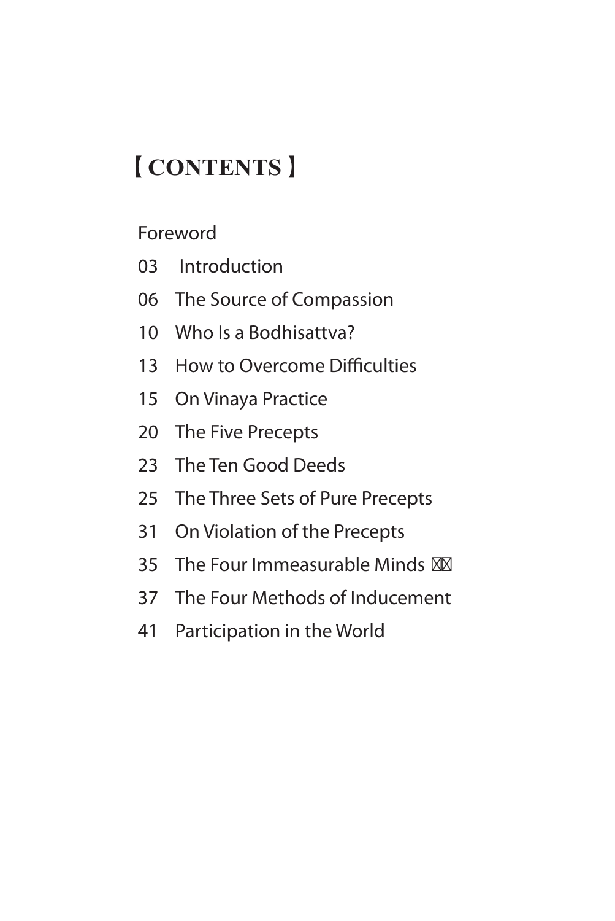# 【CONTENTS】

Foreword

03 Introduction

06 The Source of Compassion

10 Who Is a Bodhisattva?

13 How to Overcome Difficulties

15 On Vinaya Practice

20 The Five Precepts

23 The Ten Good Deeds

25 The Three Sets of Pure Precepts

31 On Violation of the Precepts

35 The Four Immeasurable Minds

37 The Four Methods of Inducement

41 Participation in the World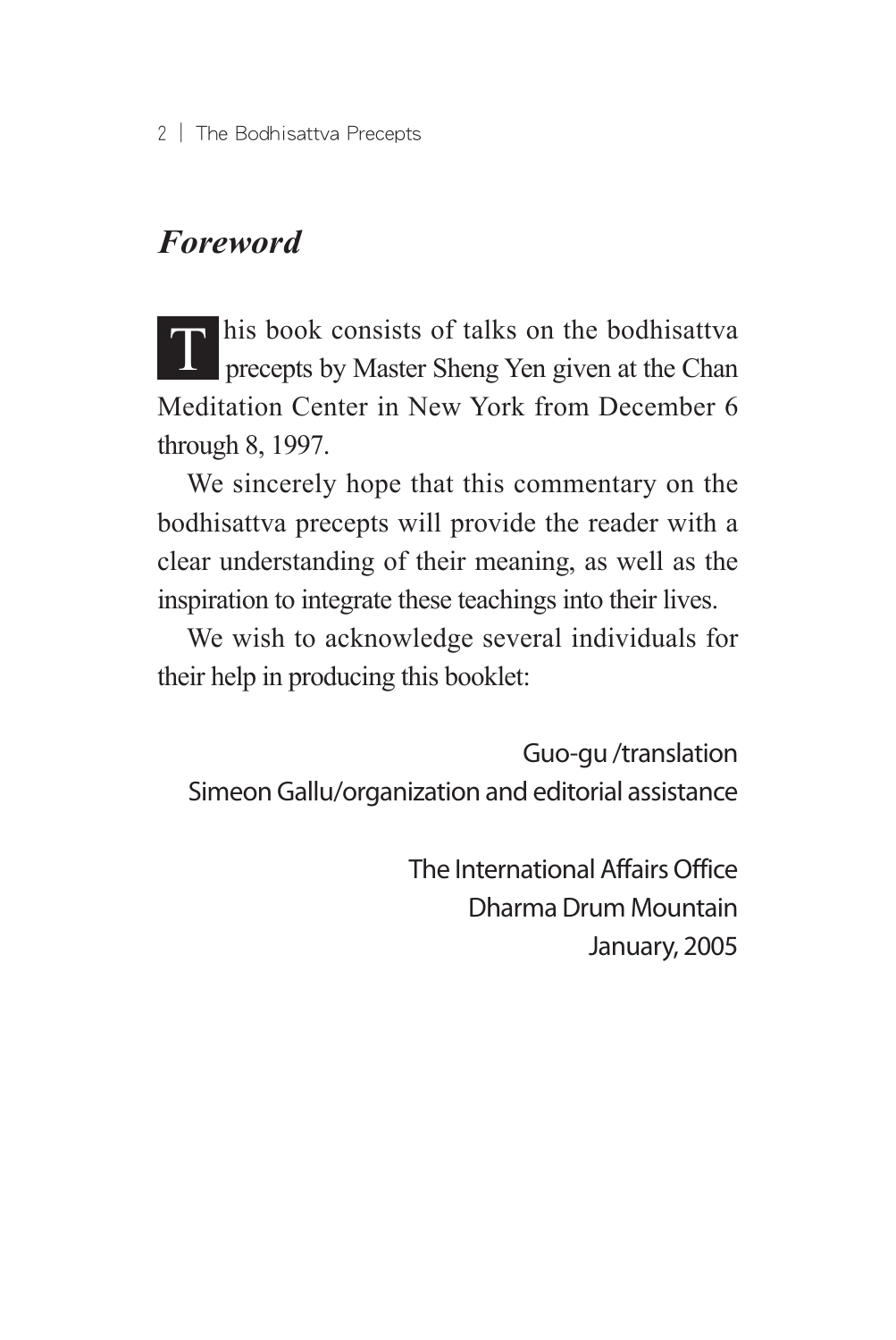## *Foreword*

This book consists of talks on the bodhisattva precepts by Master Sheng Yen given at the Chan Meditation Center in New York from December 6 through 8, 1997.

We sincerely hope that this commentary on the bodhisattva precepts will provide the reader with a clear understanding of their meaning, as well as the inspiration to integrate these teachings into their lives.

We wish to acknowledge several individuals for their help in producing this booklet:

Guo-gu /translation
Simeon Gallu/organization and editorial assistance

The International Affairs Office
Dharma Drum Mountain
January, 2005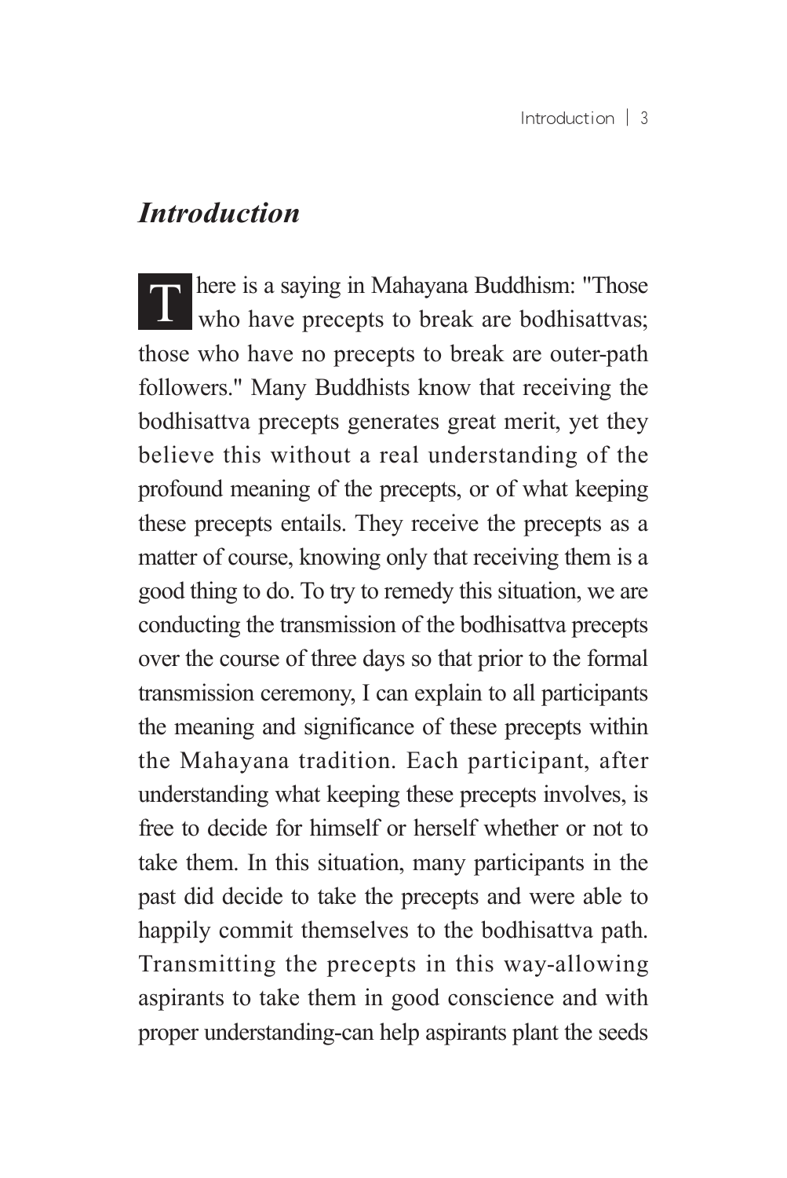## *Introduction*

There is a saying in Mahayana Buddhism: "Those who have precepts to break are bodhisattvas; those who have no precepts to break are outer-path followers." Many Buddhists know that receiving the bodhisattva precepts generates great merit, yet they believe this without a real understanding of the profound meaning of the precepts, or of what keeping these precepts entails. They receive the precepts as a matter of course, knowing only that receiving them is a good thing to do. To try to remedy this situation, we are conducting the transmission of the bodhisattva precepts over the course of three days so that prior to the formal transmission ceremony, I can explain to all participants the meaning and significance of these precepts within the Mahayana tradition. Each participant, after understanding what keeping these precepts involves, is free to decide for himself or herself whether or not to take them. In this situation, many participants in the past did decide to take the precepts and were able to happily commit themselves to the bodhisattva path. Transmitting the precepts in this way-allowing aspirants to take them in good conscience and with proper understanding-can help aspirants plant the seeds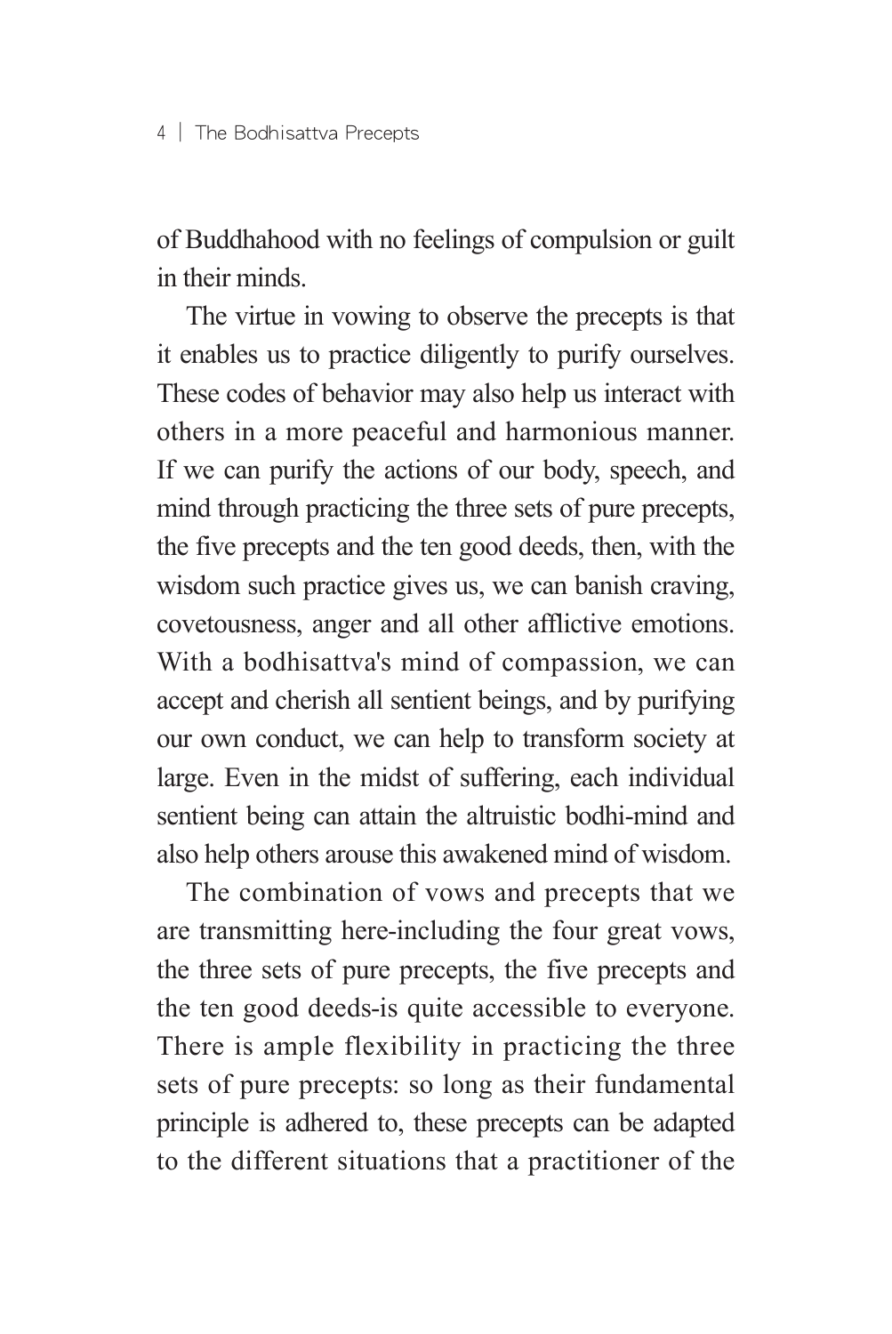of Buddhahood with no feelings of compulsion or guilt in their minds.

The virtue in vowing to observe the precepts is that it enables us to practice diligently to purify ourselves. These codes of behavior may also help us interact with others in a more peaceful and harmonious manner. If we can purify the actions of our body, speech, and mind through practicing the three sets of pure precepts, the five precepts and the ten good deeds, then, with the wisdom such practice gives us, we can banish craving, covetousness, anger and all other afflictive emotions. With a bodhisattva's mind of compassion, we can accept and cherish all sentient beings, and by purifying our own conduct, we can help to transform society at large. Even in the midst of suffering, each individual sentient being can attain the altruistic bodhi-mind and also help others arouse this awakened mind of wisdom.

The combination of vows and precepts that we are transmitting here-including the four great vows, the three sets of pure precepts, the five precepts and the ten good deeds-is quite accessible to everyone. There is ample flexibility in practicing the three sets of pure precepts: so long as their fundamental principle is adhered to, these precepts can be adapted to the different situations that a practitioner of the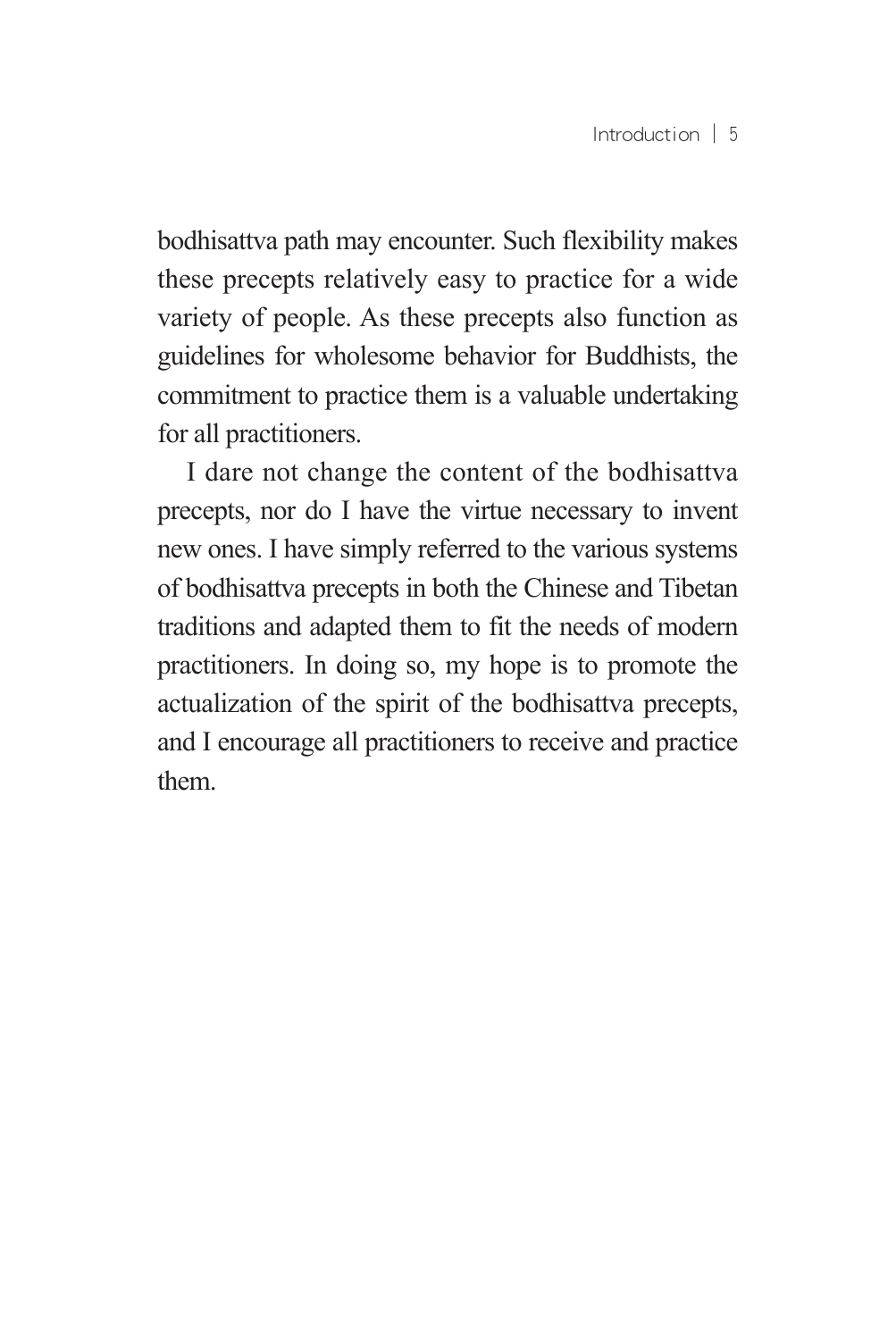bodhisattva path may encounter. Such flexibility makes these precepts relatively easy to practice for a wide variety of people. As these precepts also function as guidelines for wholesome behavior for Buddhists, the commitment to practice them is a valuable undertaking for all practitioners.

I dare not change the content of the bodhisattva precepts, nor do I have the virtue necessary to invent new ones. I have simply referred to the various systems of bodhisattva precepts in both the Chinese and Tibetan traditions and adapted them to fit the needs of modern practitioners. In doing so, my hope is to promote the actualization of the spirit of the bodhisattva precepts, and I encourage all practitioners to receive and practice them.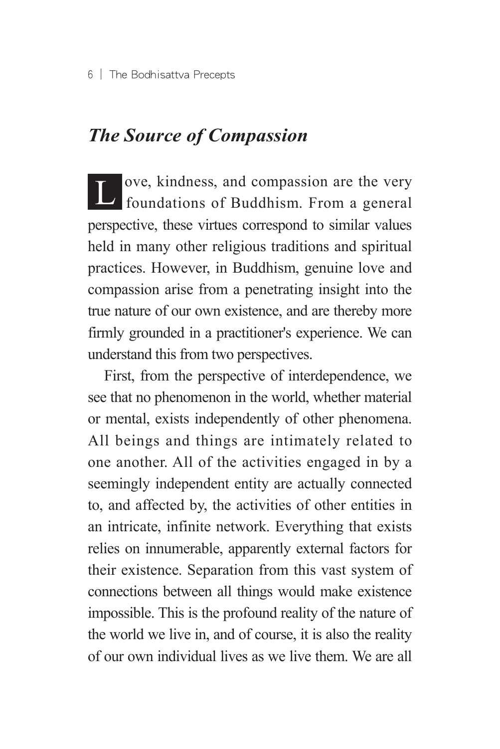## *The Source of Compassion*

Love, kindness, and compassion are the very foundations of Buddhism. From a general perspective, these virtues correspond to similar values held in many other religious traditions and spiritual practices. However, in Buddhism, genuine love and compassion arise from a penetrating insight into the true nature of our own existence, and are thereby more firmly grounded in a practitioner's experience. We can understand this from two perspectives.

First, from the perspective of interdependence, we see that no phenomenon in the world, whether material or mental, exists independently of other phenomena. All beings and things are intimately related to one another. All of the activities engaged in by a seemingly independent entity are actually connected to, and affected by, the activities of other entities in an intricate, infinite network. Everything that exists relies on innumerable, apparently external factors for their existence. Separation from this vast system of connections between all things would make existence impossible. This is the profound reality of the nature of the world we live in, and of course, it is also the reality of our own individual lives as we live them. We are all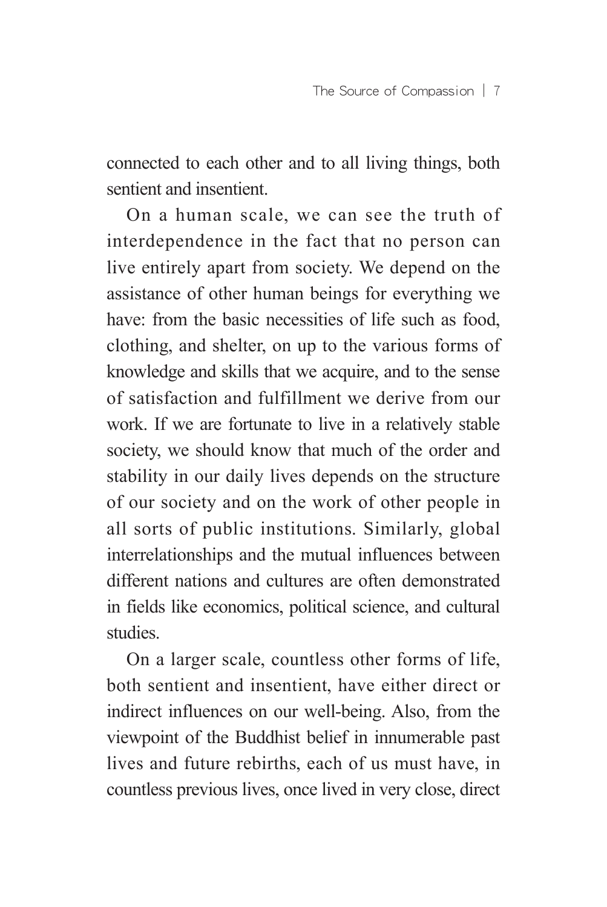connected to each other and to all living things, both sentient and insentient.

On a human scale, we can see the truth of interdependence in the fact that no person can live entirely apart from society. We depend on the assistance of other human beings for everything we have: from the basic necessities of life such as food, clothing, and shelter, on up to the various forms of knowledge and skills that we acquire, and to the sense of satisfaction and fulfillment we derive from our work. If we are fortunate to live in a relatively stable society, we should know that much of the order and stability in our daily lives depends on the structure of our society and on the work of other people in all sorts of public institutions. Similarly, global interrelationships and the mutual influences between different nations and cultures are often demonstrated in fields like economics, political science, and cultural studies.

On a larger scale, countless other forms of life, both sentient and insentient, have either direct or indirect influences on our well-being. Also, from the viewpoint of the Buddhist belief in innumerable past lives and future rebirths, each of us must have, in countless previous lives, once lived in very close, direct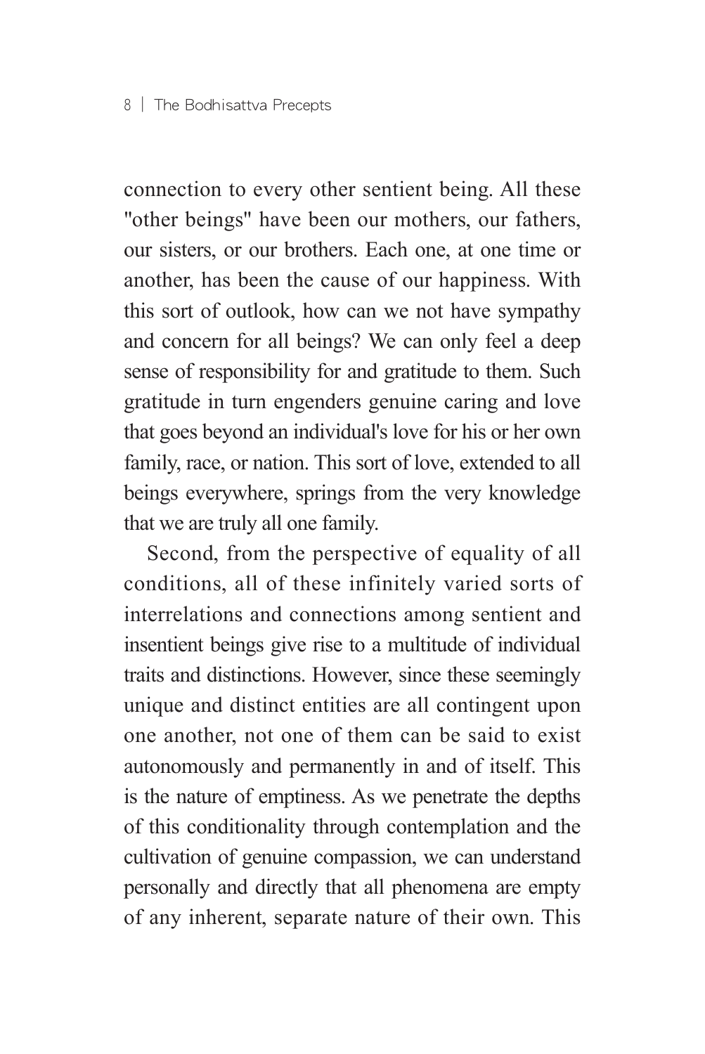connection to every other sentient being. All these "other beings" have been our mothers, our fathers, our sisters, or our brothers. Each one, at one time or another, has been the cause of our happiness. With this sort of outlook, how can we not have sympathy and concern for all beings? We can only feel a deep sense of responsibility for and gratitude to them. Such gratitude in turn engenders genuine caring and love that goes beyond an individual's love for his or her own family, race, or nation. This sort of love, extended to all beings everywhere, springs from the very knowledge that we are truly all one family.

Second, from the perspective of equality of all conditions, all of these infinitely varied sorts of interrelations and connections among sentient and insentient beings give rise to a multitude of individual traits and distinctions. However, since these seemingly unique and distinct entities are all contingent upon one another, not one of them can be said to exist autonomously and permanently in and of itself. This is the nature of emptiness. As we penetrate the depths of this conditionality through contemplation and the cultivation of genuine compassion, we can understand personally and directly that all phenomena are empty of any inherent, separate nature of their own. This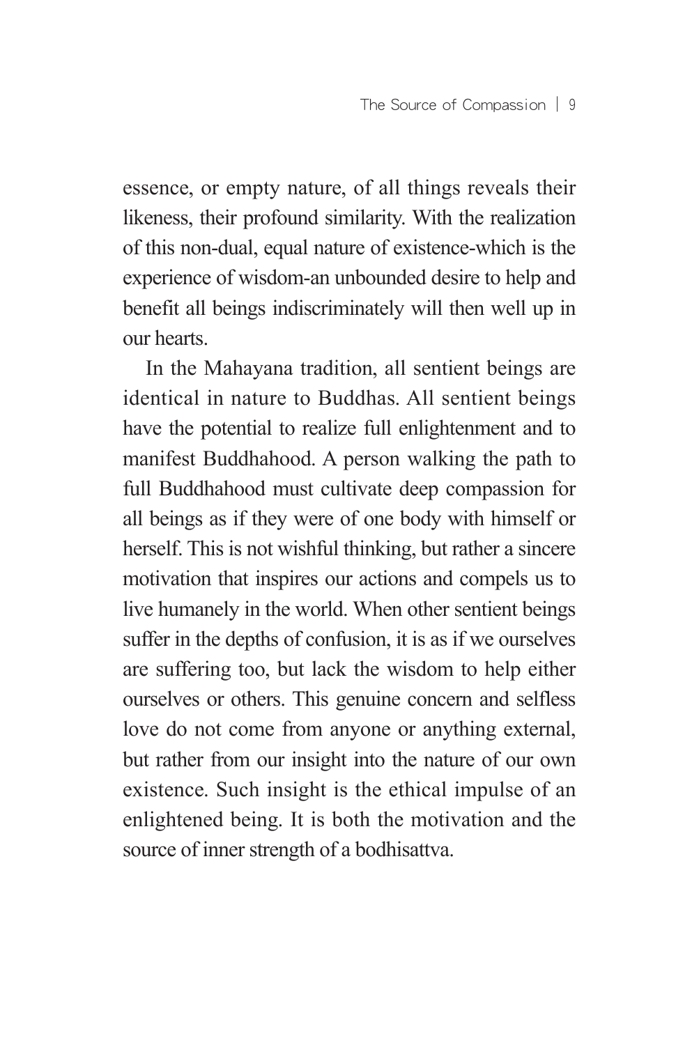essence, or empty nature, of all things reveals their likeness, their profound similarity. With the realization of this non-dual, equal nature of existence-which is the experience of wisdom-an unbounded desire to help and benefit all beings indiscriminately will then well up in our hearts.

In the Mahayana tradition, all sentient beings are identical in nature to Buddhas. All sentient beings have the potential to realize full enlightenment and to manifest Buddhahood. A person walking the path to full Buddhahood must cultivate deep compassion for all beings as if they were of one body with himself or herself. This is not wishful thinking, but rather a sincere motivation that inspires our actions and compels us to live humanely in the world. When other sentient beings suffer in the depths of confusion, it is as if we ourselves are suffering too, but lack the wisdom to help either ourselves or others. This genuine concern and selfless love do not come from anyone or anything external, but rather from our insight into the nature of our own existence. Such insight is the ethical impulse of an enlightened being. It is both the motivation and the source of inner strength of a bodhisattva.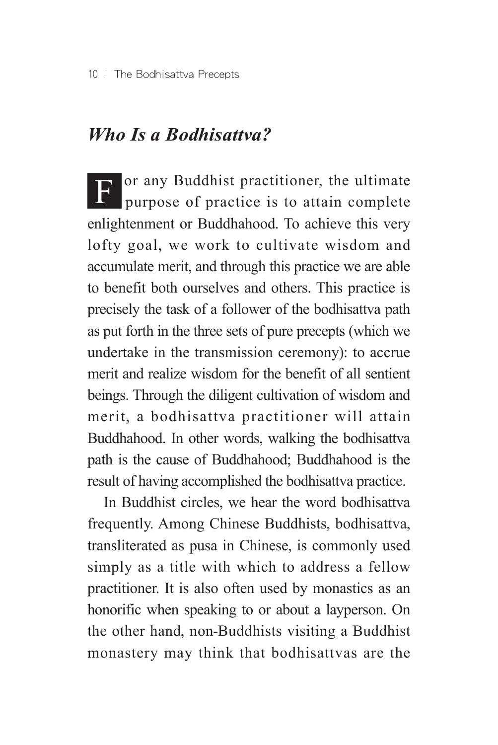## *Who Is a Bodhisattva?*

For any Buddhist practitioner, the ultimate purpose of practice is to attain complete enlightenment or Buddhahood. To achieve this very lofty goal, we work to cultivate wisdom and accumulate merit, and through this practice we are able to benefit both ourselves and others. This practice is precisely the task of a follower of the bodhisattva path as put forth in the three sets of pure precepts (which we undertake in the transmission ceremony): to accrue merit and realize wisdom for the benefit of all sentient beings. Through the diligent cultivation of wisdom and merit, a bodhisattva practitioner will attain Buddhahood. In other words, walking the bodhisattva path is the cause of Buddhahood; Buddhahood is the result of having accomplished the bodhisattva practice.

In Buddhist circles, we hear the word bodhisattva frequently. Among Chinese Buddhists, bodhisattva, transliterated as pusa in Chinese, is commonly used simply as a title with which to address a fellow practitioner. It is also often used by monastics as an honorific when speaking to or about a layperson. On the other hand, non-Buddhists visiting a Buddhist monastery may think that bodhisattvas are the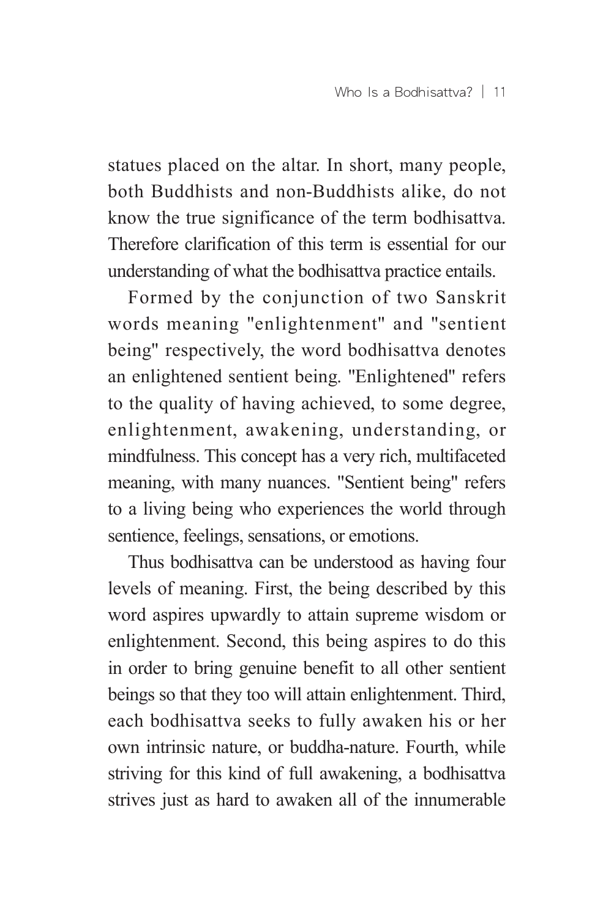statues placed on the altar. In short, many people, both Buddhists and non-Buddhists alike, do not know the true significance of the term bodhisattva. Therefore clarification of this term is essential for our understanding of what the bodhisattva practice entails.

Formed by the conjunction of two Sanskrit words meaning "enlightenment" and "sentient being" respectively, the word bodhisattva denotes an enlightened sentient being. "Enlightened" refers to the quality of having achieved, to some degree, enlightenment, awakening, understanding, or mindfulness. This concept has a very rich, multifaceted meaning, with many nuances. "Sentient being" refers to a living being who experiences the world through sentience, feelings, sensations, or emotions.

Thus bodhisattva can be understood as having four levels of meaning. First, the being described by this word aspires upwardly to attain supreme wisdom or enlightenment. Second, this being aspires to do this in order to bring genuine benefit to all other sentient beings so that they too will attain enlightenment. Third, each bodhisattva seeks to fully awaken his or her own intrinsic nature, or buddha-nature. Fourth, while striving for this kind of full awakening, a bodhisattva strives just as hard to awaken all of the innumerable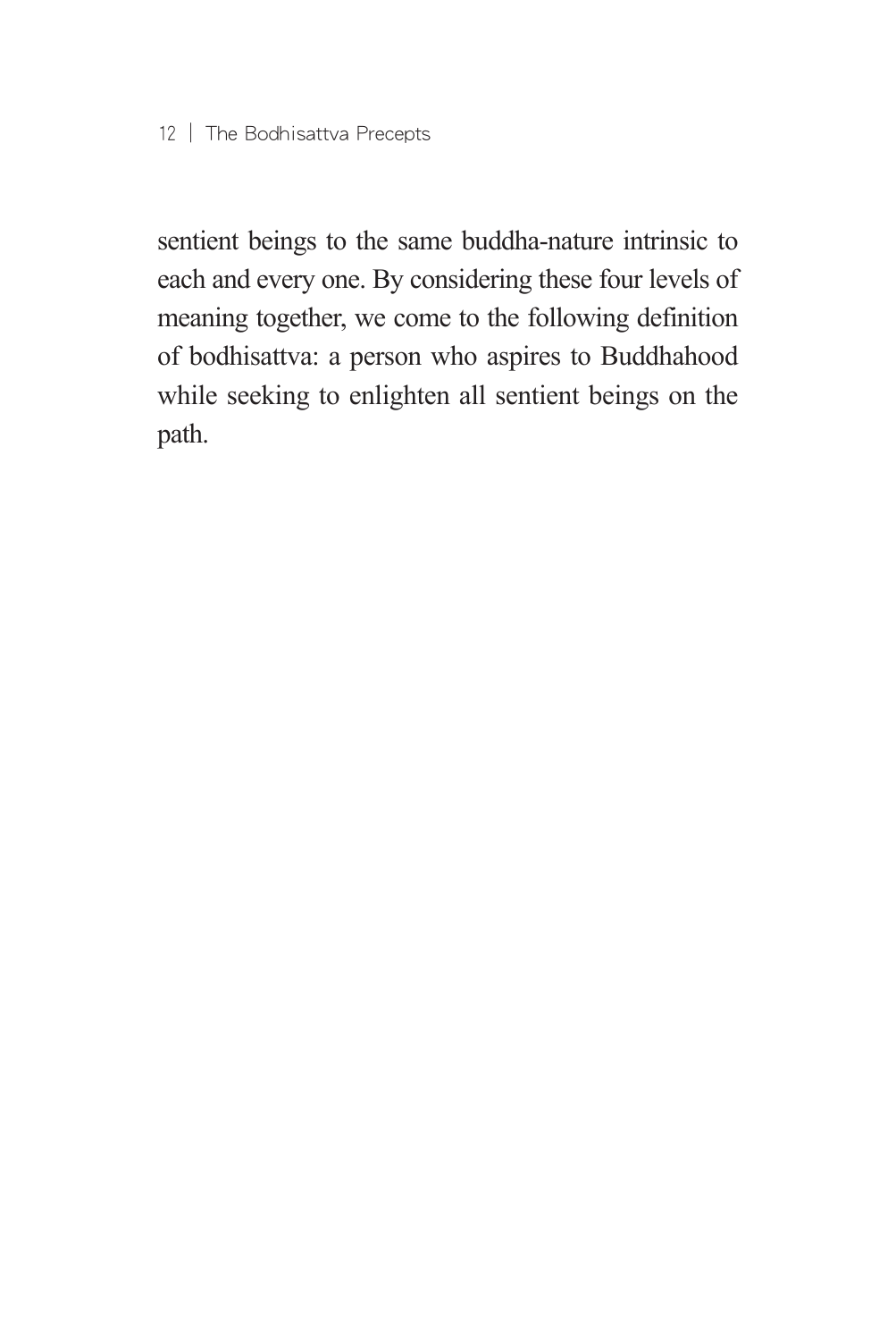sentient beings to the same buddha-nature intrinsic to each and every one. By considering these four levels of meaning together, we come to the following definition of bodhisattva: a person who aspires to Buddhahood while seeking to enlighten all sentient beings on the path.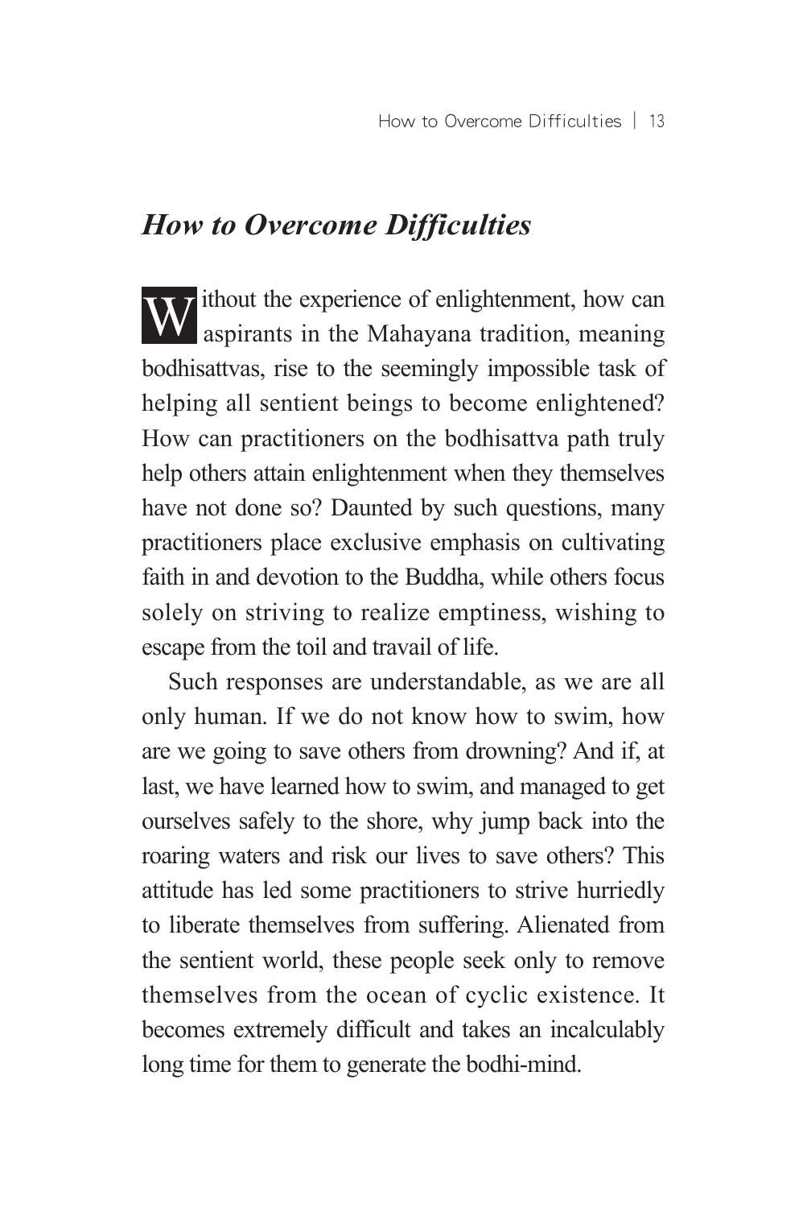## *How to Overcome Difficulties*

Without the experience of enlightenment, how can aspirants in the Mahayana tradition, meaning bodhisattvas, rise to the seemingly impossible task of helping all sentient beings to become enlightened? How can practitioners on the bodhisattva path truly help others attain enlightenment when they themselves have not done so? Daunted by such questions, many practitioners place exclusive emphasis on cultivating faith in and devotion to the Buddha, while others focus solely on striving to realize emptiness, wishing to escape from the toil and travail of life.

Such responses are understandable, as we are all only human. If we do not know how to swim, how are we going to save others from drowning? And if, at last, we have learned how to swim, and managed to get ourselves safely to the shore, why jump back into the roaring waters and risk our lives to save others? This attitude has led some practitioners to strive hurriedly to liberate themselves from suffering. Alienated from the sentient world, these people seek only to remove themselves from the ocean of cyclic existence. It becomes extremely difficult and takes an incalculably long time for them to generate the bodhi-mind.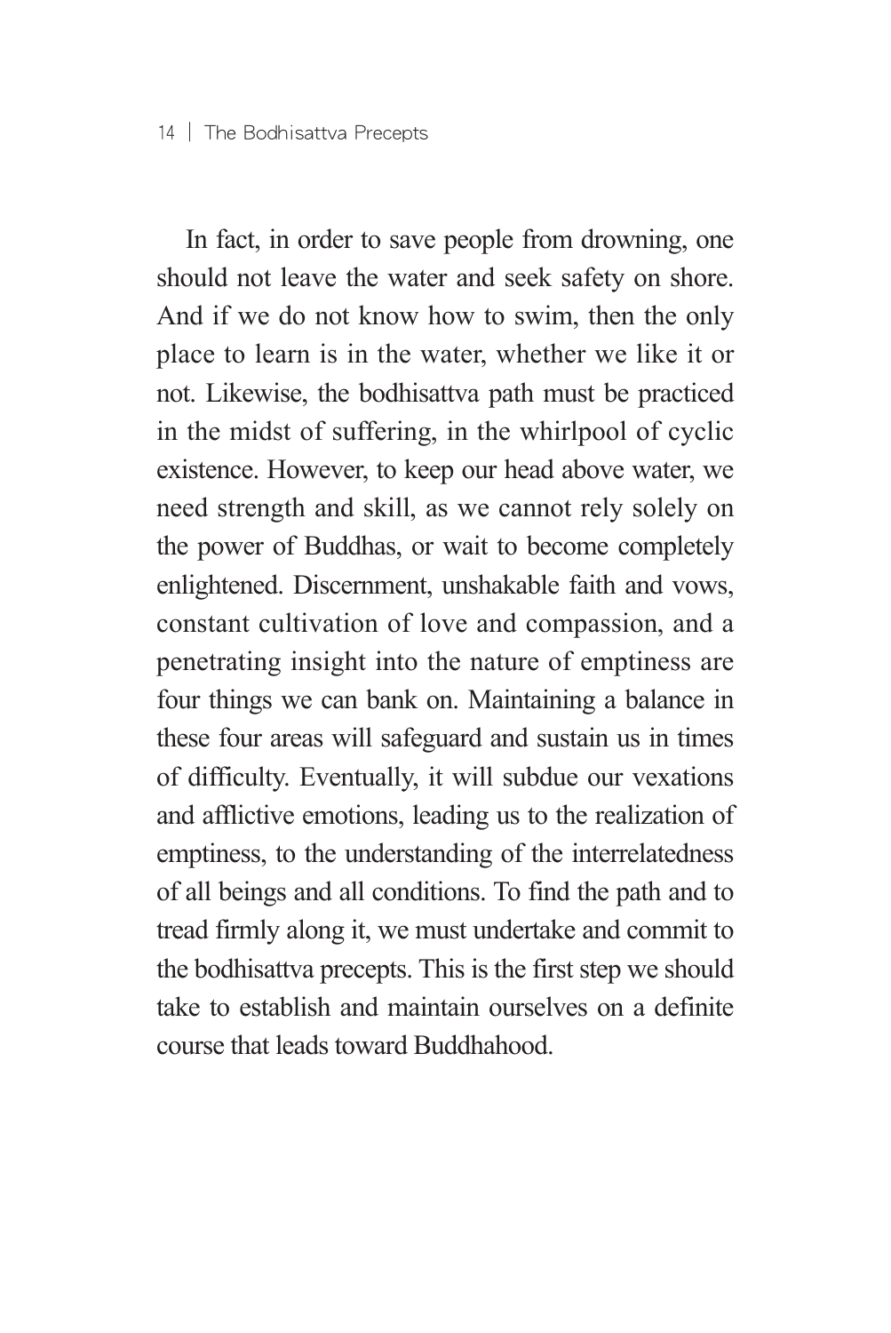In fact, in order to save people from drowning, one should not leave the water and seek safety on shore. And if we do not know how to swim, then the only place to learn is in the water, whether we like it or not. Likewise, the bodhisattva path must be practiced in the midst of suffering, in the whirlpool of cyclic existence. However, to keep our head above water, we need strength and skill, as we cannot rely solely on the power of Buddhas, or wait to become completely enlightened. Discernment, unshakable faith and vows, constant cultivation of love and compassion, and a penetrating insight into the nature of emptiness are four things we can bank on. Maintaining a balance in these four areas will safeguard and sustain us in times of difficulty. Eventually, it will subdue our vexations and afflictive emotions, leading us to the realization of emptiness, to the understanding of the interrelatedness of all beings and all conditions. To find the path and to tread firmly along it, we must undertake and commit to the bodhisattva precepts. This is the first step we should take to establish and maintain ourselves on a definite course that leads toward Buddhahood.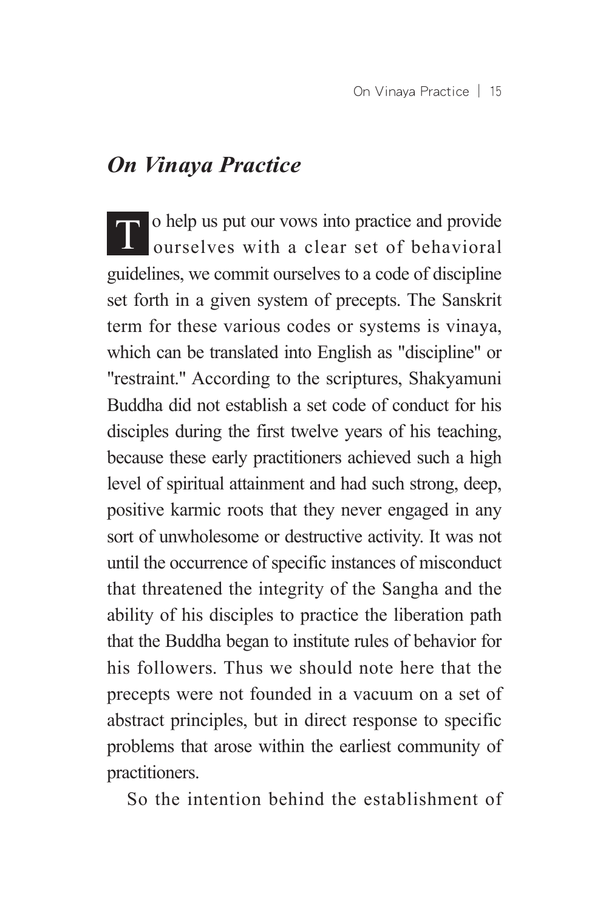## *On Vinaya Practice*

To help us put our vows into practice and provide ourselves with a clear set of behavioral guidelines, we commit ourselves to a code of discipline set forth in a given system of precepts. The Sanskrit term for these various codes or systems is vinaya, which can be translated into English as "discipline" or "restraint." According to the scriptures, Shakyamuni Buddha did not establish a set code of conduct for his disciples during the first twelve years of his teaching, because these early practitioners achieved such a high level of spiritual attainment and had such strong, deep, positive karmic roots that they never engaged in any sort of unwholesome or destructive activity. It was not until the occurrence of specific instances of misconduct that threatened the integrity of the Sangha and the ability of his disciples to practice the liberation path that the Buddha began to institute rules of behavior for his followers. Thus we should note here that the precepts were not founded in a vacuum on a set of abstract principles, but in direct response to specific problems that arose within the earliest community of practitioners.

So the intention behind the establishment of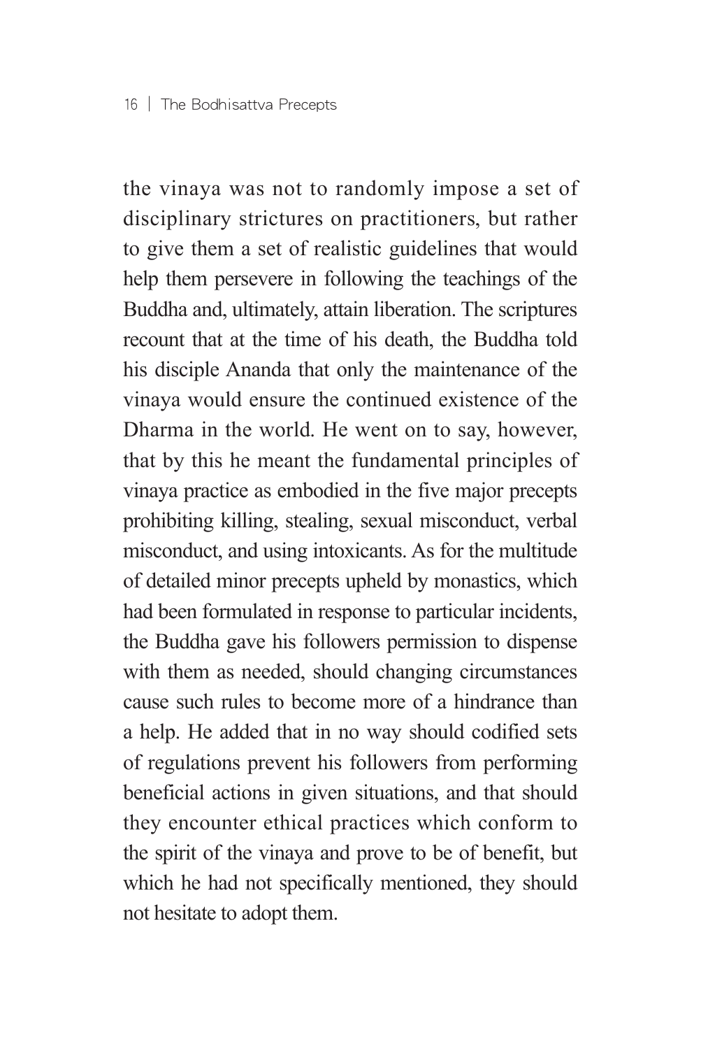the vinaya was not to randomly impose a set of disciplinary strictures on practitioners, but rather to give them a set of realistic guidelines that would help them persevere in following the teachings of the Buddha and, ultimately, attain liberation. The scriptures recount that at the time of his death, the Buddha told his disciple Ananda that only the maintenance of the vinaya would ensure the continued existence of the Dharma in the world. He went on to say, however, that by this he meant the fundamental principles of vinaya practice as embodied in the five major precepts prohibiting killing, stealing, sexual misconduct, verbal misconduct, and using intoxicants. As for the multitude of detailed minor precepts upheld by monastics, which had been formulated in response to particular incidents, the Buddha gave his followers permission to dispense with them as needed, should changing circumstances cause such rules to become more of a hindrance than a help. He added that in no way should codified sets of regulations prevent his followers from performing beneficial actions in given situations, and that should they encounter ethical practices which conform to the spirit of the vinaya and prove to be of benefit, but which he had not specifically mentioned, they should not hesitate to adopt them.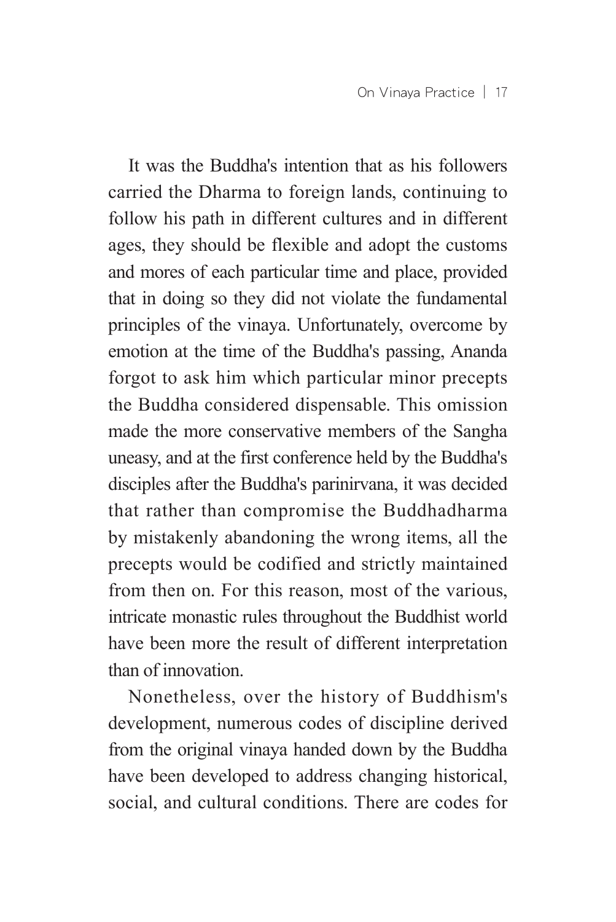It was the Buddha's intention that as his followers carried the Dharma to foreign lands, continuing to follow his path in different cultures and in different ages, they should be flexible and adopt the customs and mores of each particular time and place, provided that in doing so they did not violate the fundamental principles of the vinaya. Unfortunately, overcome by emotion at the time of the Buddha's passing, Ananda forgot to ask him which particular minor precepts the Buddha considered dispensable. This omission made the more conservative members of the Sangha uneasy, and at the first conference held by the Buddha's disciples after the Buddha's parinirvana, it was decided that rather than compromise the Buddhadharma by mistakenly abandoning the wrong items, all the precepts would be codified and strictly maintained from then on. For this reason, most of the various, intricate monastic rules throughout the Buddhist world have been more the result of different interpretation than of innovation.

Nonetheless, over the history of Buddhism's development, numerous codes of discipline derived from the original vinaya handed down by the Buddha have been developed to address changing historical, social, and cultural conditions. There are codes for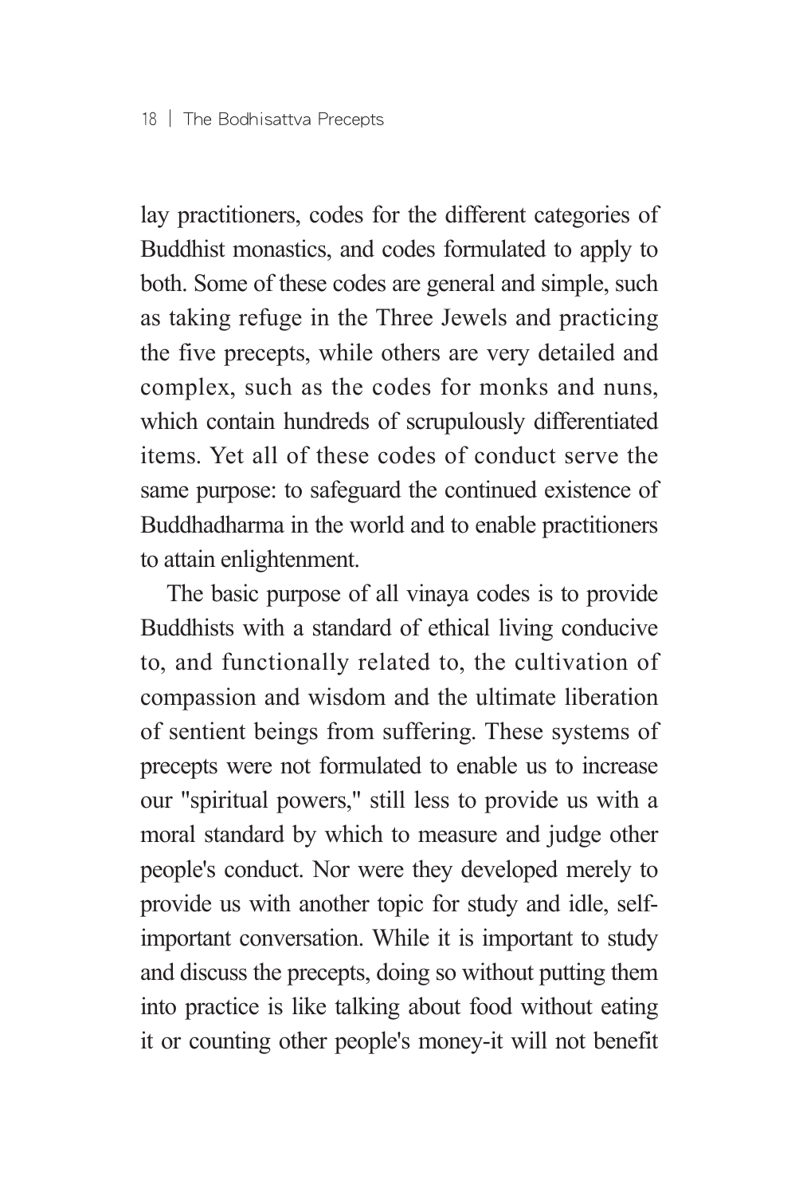lay practitioners, codes for the different categories of Buddhist monastics, and codes formulated to apply to both. Some of these codes are general and simple, such as taking refuge in the Three Jewels and practicing the five precepts, while others are very detailed and complex, such as the codes for monks and nuns, which contain hundreds of scrupulously differentiated items. Yet all of these codes of conduct serve the same purpose: to safeguard the continued existence of Buddhadharma in the world and to enable practitioners to attain enlightenment.

The basic purpose of all vinaya codes is to provide Buddhists with a standard of ethical living conducive to, and functionally related to, the cultivation of compassion and wisdom and the ultimate liberation of sentient beings from suffering. These systems of precepts were not formulated to enable us to increase our "spiritual powers," still less to provide us with a moral standard by which to measure and judge other people's conduct. Nor were they developed merely to provide us with another topic for study and idle, self-important conversation. While it is important to study and discuss the precepts, doing so without putting them into practice is like talking about food without eating it or counting other people's money-it will not benefit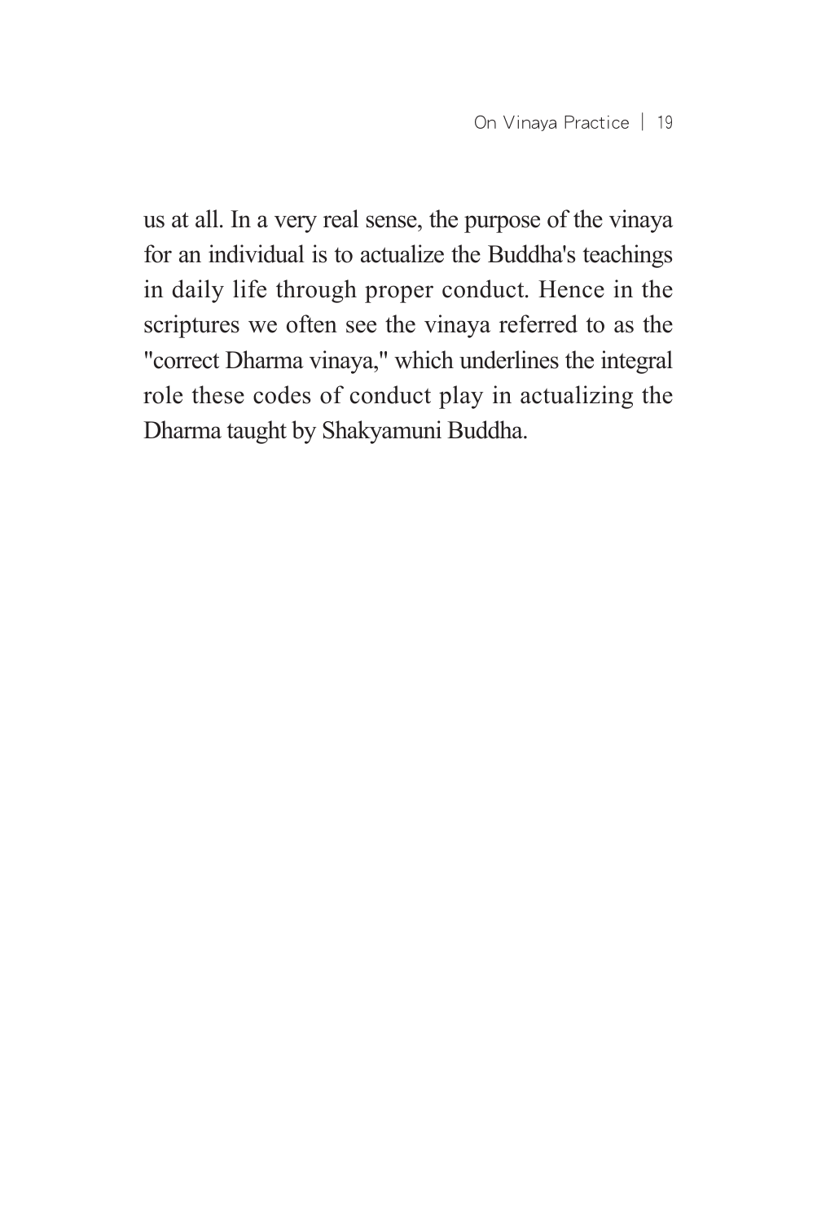us at all. In a very real sense, the purpose of the vinaya for an individual is to actualize the Buddha's teachings in daily life through proper conduct. Hence in the scriptures we often see the vinaya referred to as the "correct Dharma vinaya," which underlines the integral role these codes of conduct play in actualizing the Dharma taught by Shakyamuni Buddha.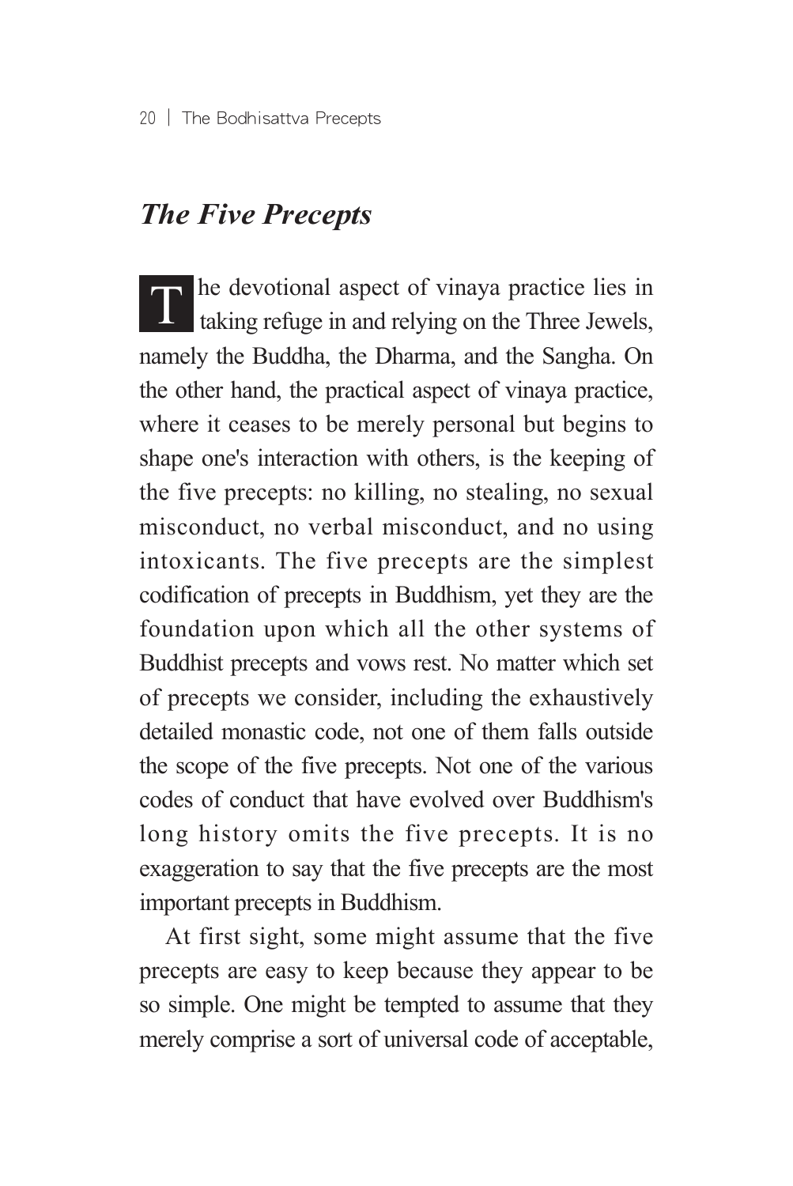## *The Five Precepts*

The devotional aspect of vinaya practice lies in taking refuge in and relying on the Three Jewels, namely the Buddha, the Dharma, and the Sangha. On the other hand, the practical aspect of vinaya practice, where it ceases to be merely personal but begins to shape one's interaction with others, is the keeping of the five precepts: no killing, no stealing, no sexual misconduct, no verbal misconduct, and no using intoxicants. The five precepts are the simplest codification of precepts in Buddhism, yet they are the foundation upon which all the other systems of Buddhist precepts and vows rest. No matter which set of precepts we consider, including the exhaustively detailed monastic code, not one of them falls outside the scope of the five precepts. Not one of the various codes of conduct that have evolved over Buddhism's long history omits the five precepts. It is no exaggeration to say that the five precepts are the most important precepts in Buddhism.

At first sight, some might assume that the five precepts are easy to keep because they appear to be so simple. One might be tempted to assume that they merely comprise a sort of universal code of acceptable,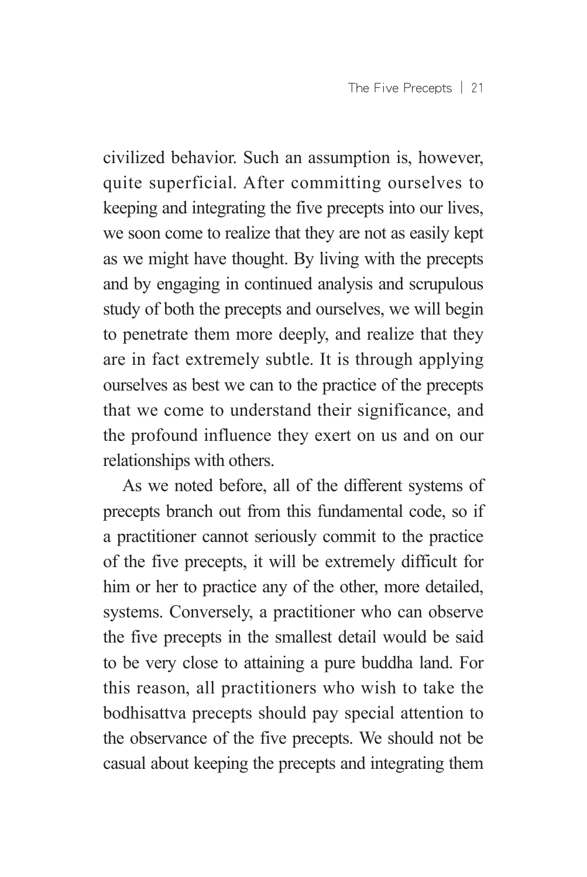civilized behavior. Such an assumption is, however, quite superficial. After committing ourselves to keeping and integrating the five precepts into our lives, we soon come to realize that they are not as easily kept as we might have thought. By living with the precepts and by engaging in continued analysis and scrupulous study of both the precepts and ourselves, we will begin to penetrate them more deeply, and realize that they are in fact extremely subtle. It is through applying ourselves as best we can to the practice of the precepts that we come to understand their significance, and the profound influence they exert on us and on our relationships with others.

As we noted before, all of the different systems of precepts branch out from this fundamental code, so if a practitioner cannot seriously commit to the practice of the five precepts, it will be extremely difficult for him or her to practice any of the other, more detailed, systems. Conversely, a practitioner who can observe the five precepts in the smallest detail would be said to be very close to attaining a pure buddha land. For this reason, all practitioners who wish to take the bodhisattva precepts should pay special attention to the observance of the five precepts. We should not be casual about keeping the precepts and integrating them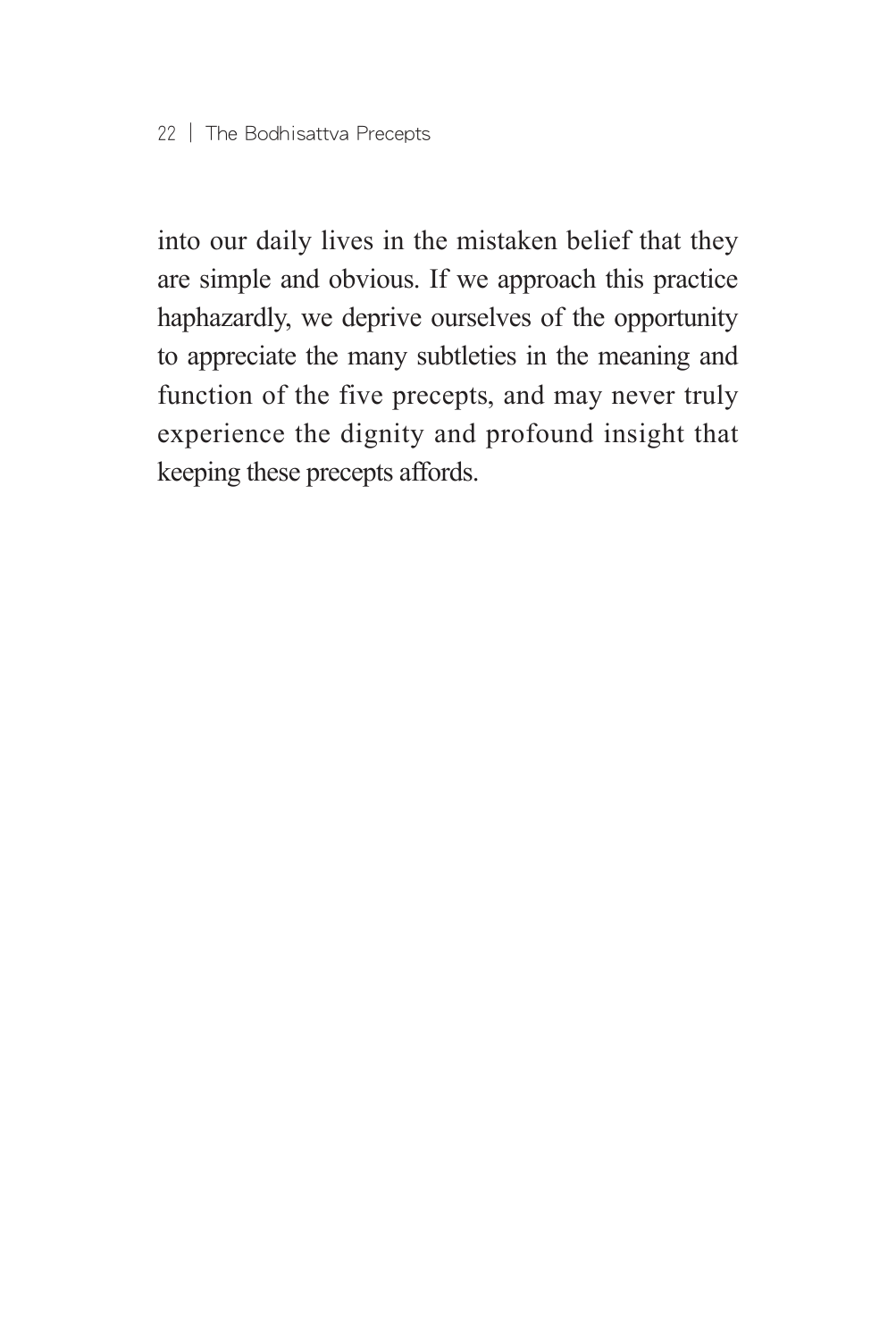into our daily lives in the mistaken belief that they are simple and obvious. If we approach this practice haphazardly, we deprive ourselves of the opportunity to appreciate the many subtleties in the meaning and function of the five precepts, and may never truly experience the dignity and profound insight that keeping these precepts affords.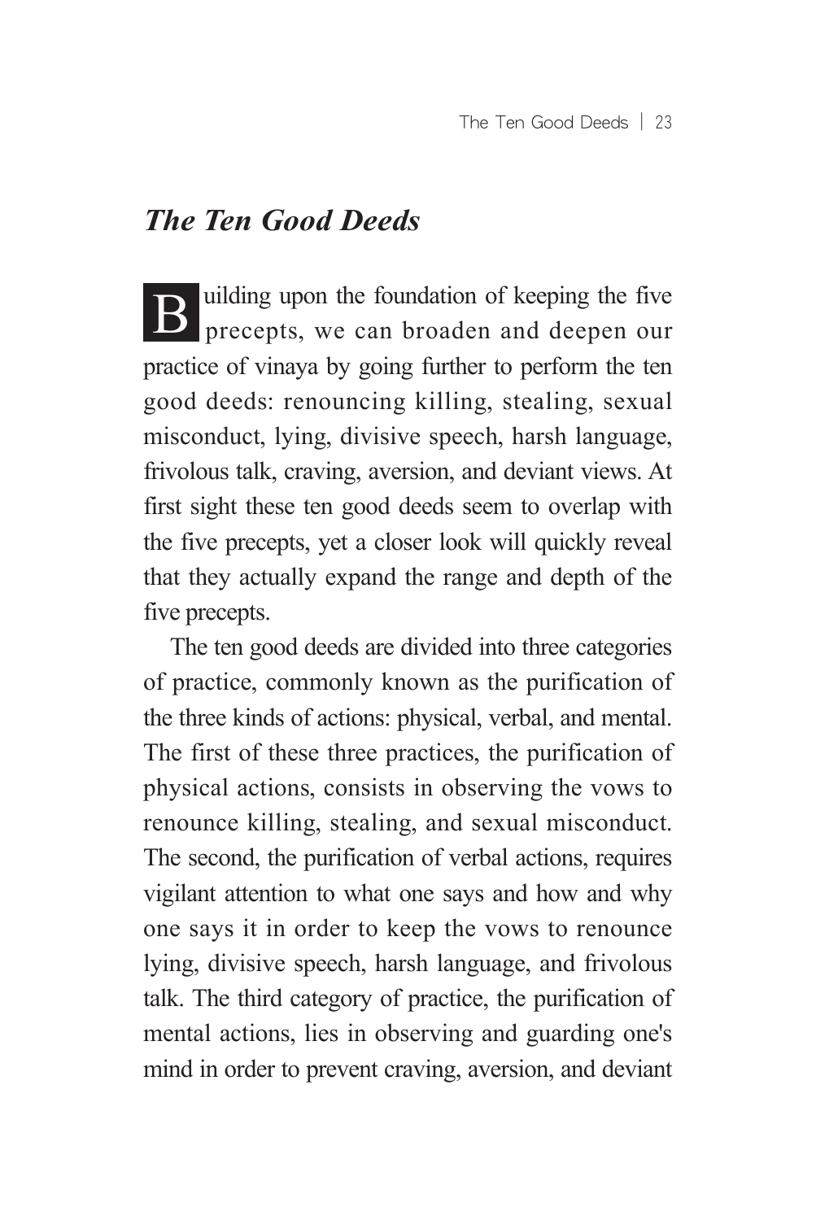## *The Ten Good Deeds*

Building upon the foundation of keeping the five precepts, we can broaden and deepen our practice of vinaya by going further to perform the ten good deeds: renouncing killing, stealing, sexual misconduct, lying, divisive speech, harsh language, frivolous talk, craving, aversion, and deviant views. At first sight these ten good deeds seem to overlap with the five precepts, yet a closer look will quickly reveal that they actually expand the range and depth of the five precepts.

The ten good deeds are divided into three categories of practice, commonly known as the purification of the three kinds of actions: physical, verbal, and mental. The first of these three practices, the purification of physical actions, consists in observing the vows to renounce killing, stealing, and sexual misconduct. The second, the purification of verbal actions, requires vigilant attention to what one says and how and why one says it in order to keep the vows to renounce lying, divisive speech, harsh language, and frivolous talk. The third category of practice, the purification of mental actions, lies in observing and guarding one's mind in order to prevent craving, aversion, and deviant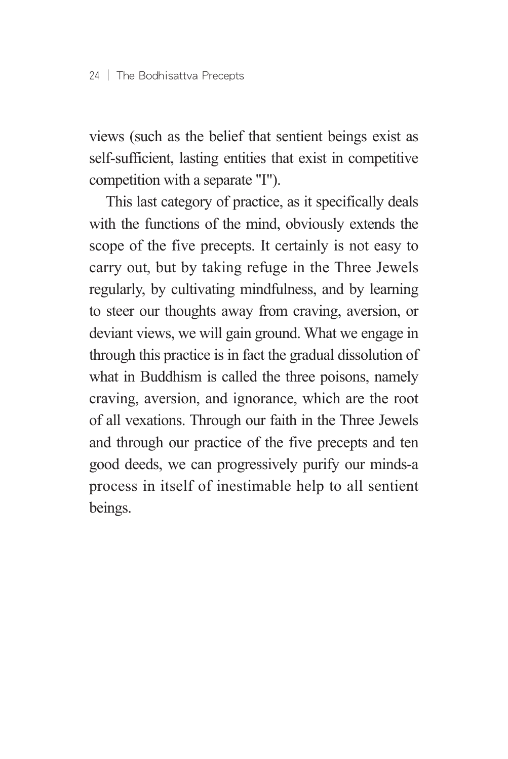views (such as the belief that sentient beings exist as self-sufficient, lasting entities that exist in competitive competition with a separate "I").

This last category of practice, as it specifically deals with the functions of the mind, obviously extends the scope of the five precepts. It certainly is not easy to carry out, but by taking refuge in the Three Jewels regularly, by cultivating mindfulness, and by learning to steer our thoughts away from craving, aversion, or deviant views, we will gain ground. What we engage in through this practice is in fact the gradual dissolution of what in Buddhism is called the three poisons, namely craving, aversion, and ignorance, which are the root of all vexations. Through our faith in the Three Jewels and through our practice of the five precepts and ten good deeds, we can progressively purify our minds-a process in itself of inestimable help to all sentient beings.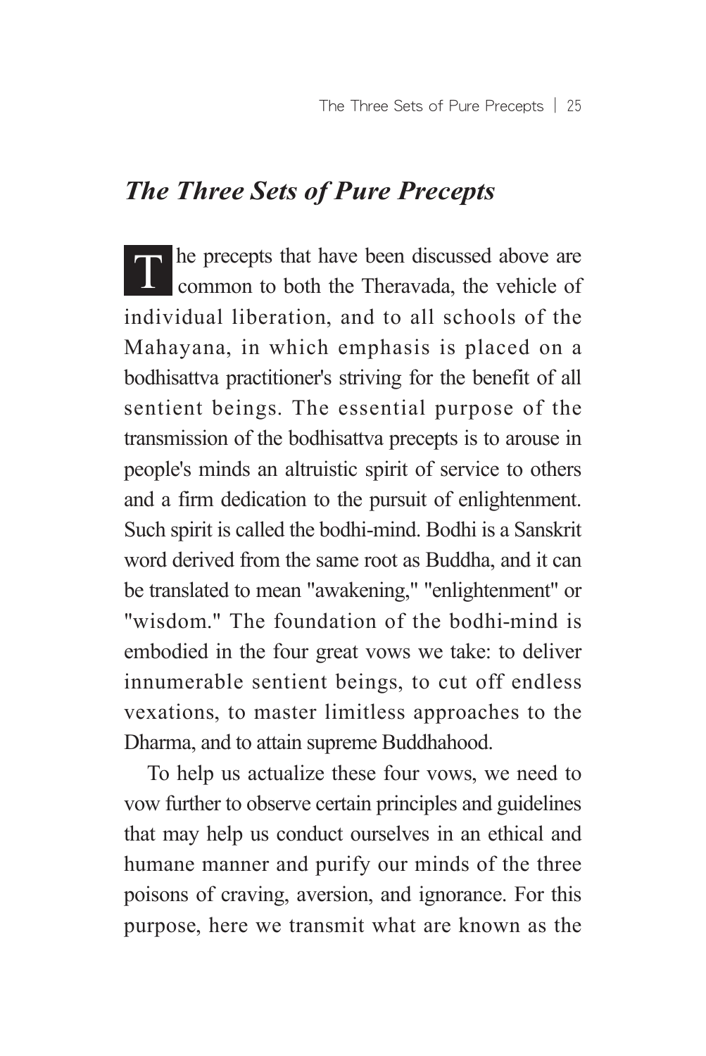## *The Three Sets of Pure Precepts*

The precepts that have been discussed above are common to both the Theravada, the vehicle of individual liberation, and to all schools of the Mahayana, in which emphasis is placed on a bodhisattva practitioner's striving for the benefit of all sentient beings. The essential purpose of the transmission of the bodhisattva precepts is to arouse in people's minds an altruistic spirit of service to others and a firm dedication to the pursuit of enlightenment. Such spirit is called the bodhi-mind. Bodhi is a Sanskrit word derived from the same root as Buddha, and it can be translated to mean "awakening," "enlightenment" or "wisdom." The foundation of the bodhi-mind is embodied in the four great vows we take: to deliver innumerable sentient beings, to cut off endless vexations, to master limitless approaches to the Dharma, and to attain supreme Buddhahood.

To help us actualize these four vows, we need to vow further to observe certain principles and guidelines that may help us conduct ourselves in an ethical and humane manner and purify our minds of the three poisons of craving, aversion, and ignorance. For this purpose, here we transmit what are known as the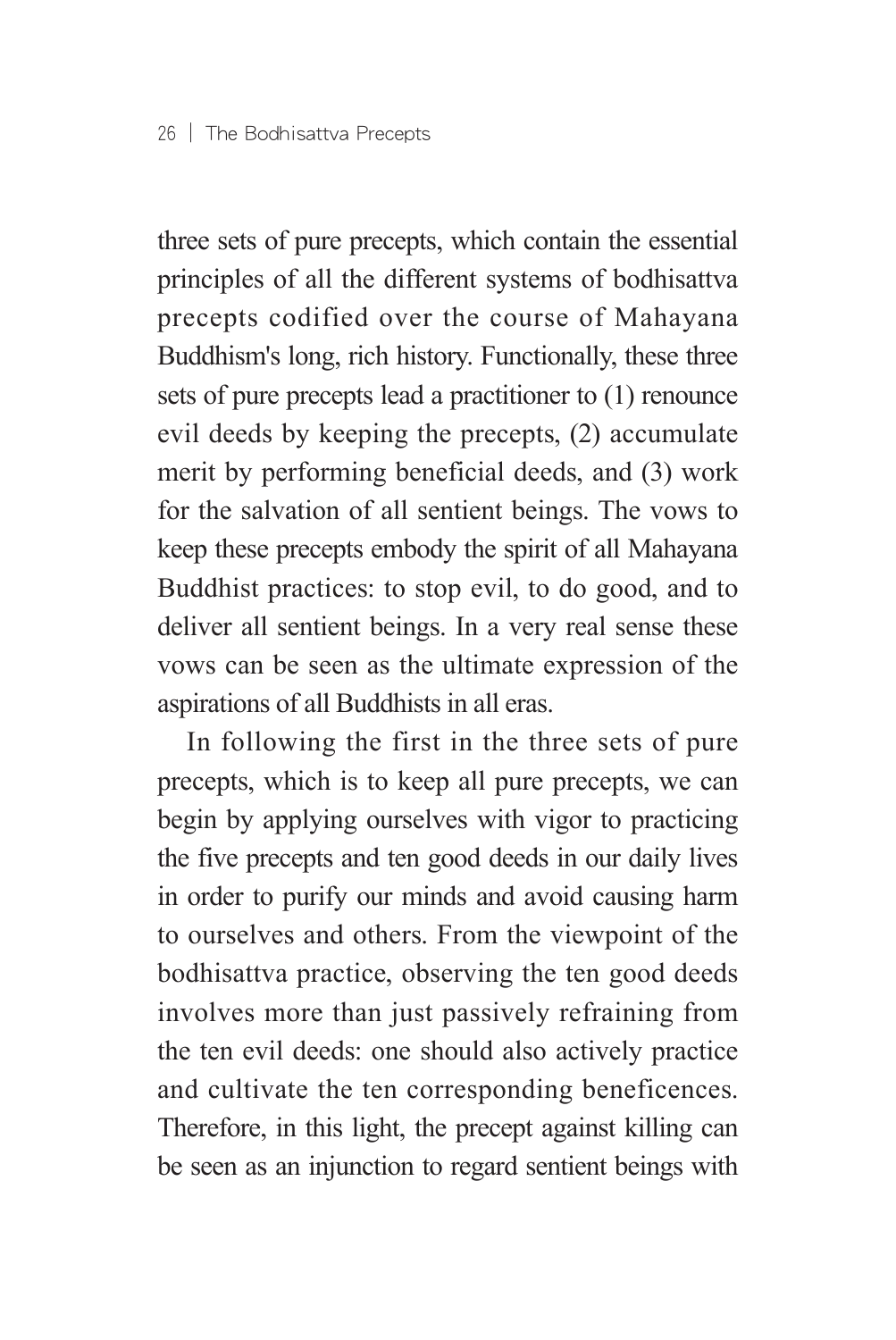three sets of pure precepts, which contain the essential principles of all the different systems of bodhisattva precepts codified over the course of Mahayana Buddhism's long, rich history. Functionally, these three sets of pure precepts lead a practitioner to (1) renounce evil deeds by keeping the precepts, (2) accumulate merit by performing beneficial deeds, and (3) work for the salvation of all sentient beings. The vows to keep these precepts embody the spirit of all Mahayana Buddhist practices: to stop evil, to do good, and to deliver all sentient beings. In a very real sense these vows can be seen as the ultimate expression of the aspirations of all Buddhists in all eras.

In following the first in the three sets of pure precepts, which is to keep all pure precepts, we can begin by applying ourselves with vigor to practicing the five precepts and ten good deeds in our daily lives in order to purify our minds and avoid causing harm to ourselves and others. From the viewpoint of the bodhisattva practice, observing the ten good deeds involves more than just passively refraining from the ten evil deeds: one should also actively practice and cultivate the ten corresponding beneficences. Therefore, in this light, the precept against killing can be seen as an injunction to regard sentient beings with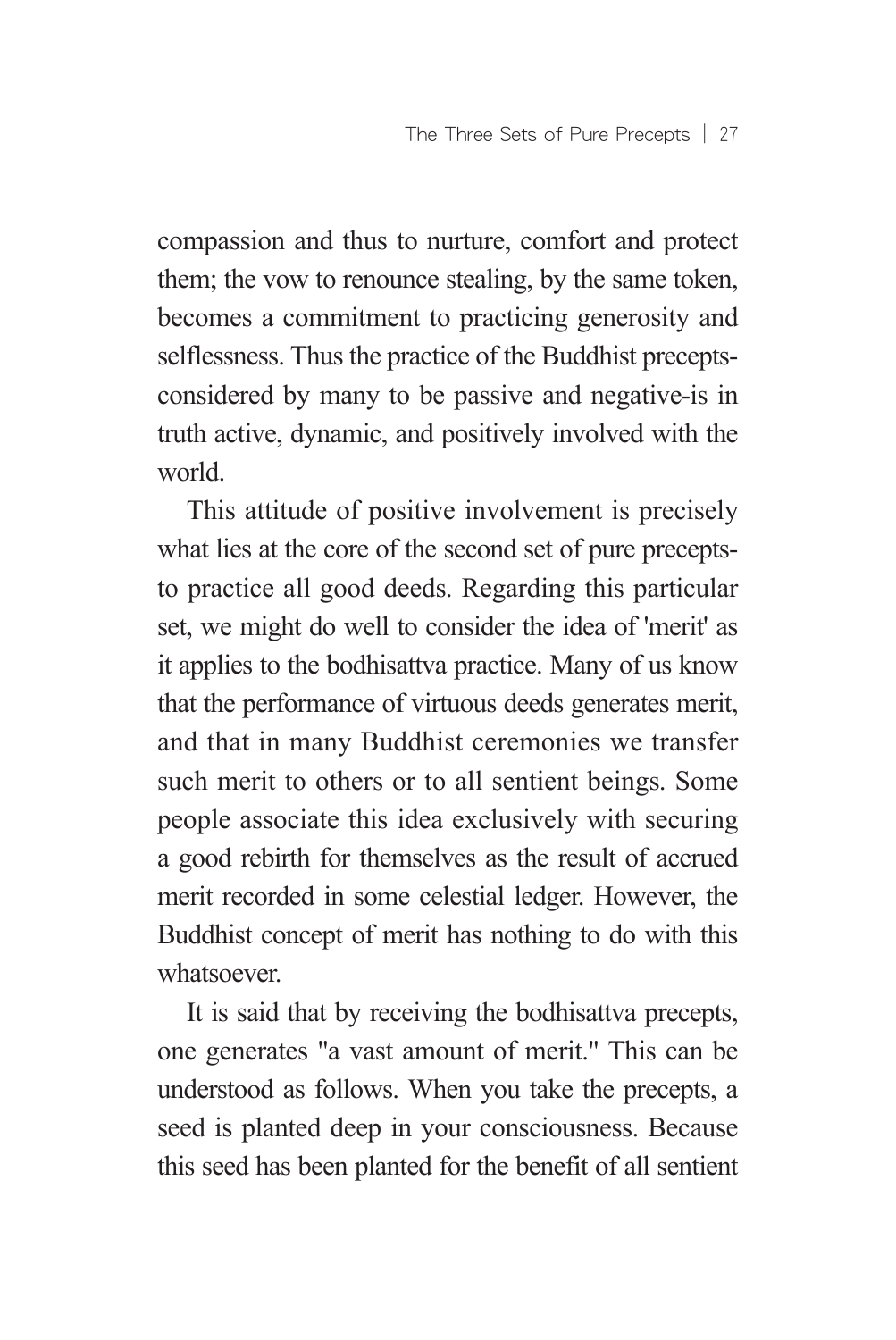compassion and thus to nurture, comfort and protect them; the vow to renounce stealing, by the same token, becomes a commitment to practicing generosity and selflessness. Thus the practice of the Buddhist precepts-considered by many to be passive and negative-is in truth active, dynamic, and positively involved with the world.

This attitude of positive involvement is precisely what lies at the core of the second set of pure precepts-to practice all good deeds. Regarding this particular set, we might do well to consider the idea of 'merit' as it applies to the bodhisattva practice. Many of us know that the performance of virtuous deeds generates merit, and that in many Buddhist ceremonies we transfer such merit to others or to all sentient beings. Some people associate this idea exclusively with securing a good rebirth for themselves as the result of accrued merit recorded in some celestial ledger. However, the Buddhist concept of merit has nothing to do with this whatsoever.

It is said that by receiving the bodhisattva precepts, one generates "a vast amount of merit." This can be understood as follows. When you take the precepts, a seed is planted deep in your consciousness. Because this seed has been planted for the benefit of all sentient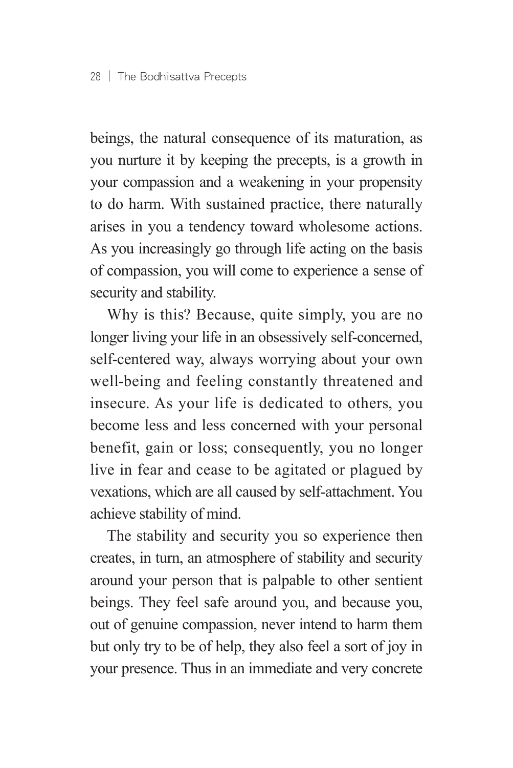beings, the natural consequence of its maturation, as you nurture it by keeping the precepts, is a growth in your compassion and a weakening in your propensity to do harm. With sustained practice, there naturally arises in you a tendency toward wholesome actions. As you increasingly go through life acting on the basis of compassion, you will come to experience a sense of security and stability.

Why is this? Because, quite simply, you are no longer living your life in an obsessively self-concerned, self-centered way, always worrying about your own well-being and feeling constantly threatened and insecure. As your life is dedicated to others, you become less and less concerned with your personal benefit, gain or loss; consequently, you no longer live in fear and cease to be agitated or plagued by vexations, which are all caused by self-attachment. You achieve stability of mind.

The stability and security you so experience then creates, in turn, an atmosphere of stability and security around your person that is palpable to other sentient beings. They feel safe around you, and because you, out of genuine compassion, never intend to harm them but only try to be of help, they also feel a sort of joy in your presence. Thus in an immediate and very concrete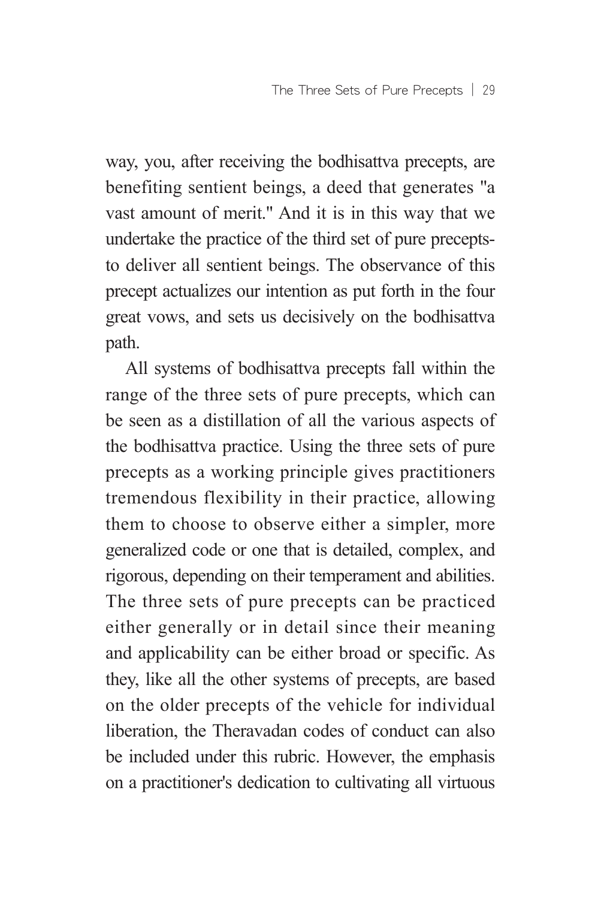way, you, after receiving the bodhisattva precepts, are benefiting sentient beings, a deed that generates "a vast amount of merit." And it is in this way that we undertake the practice of the third set of pure precepts-to deliver all sentient beings. The observance of this precept actualizes our intention as put forth in the four great vows, and sets us decisively on the bodhisattva path.

All systems of bodhisattva precepts fall within the range of the three sets of pure precepts, which can be seen as a distillation of all the various aspects of the bodhisattva practice. Using the three sets of pure precepts as a working principle gives practitioners tremendous flexibility in their practice, allowing them to choose to observe either a simpler, more generalized code or one that is detailed, complex, and rigorous, depending on their temperament and abilities. The three sets of pure precepts can be practiced either generally or in detail since their meaning and applicability can be either broad or specific. As they, like all the other systems of precepts, are based on the older precepts of the vehicle for individual liberation, the Theravadan codes of conduct can also be included under this rubric. However, the emphasis on a practitioner's dedication to cultivating all virtuous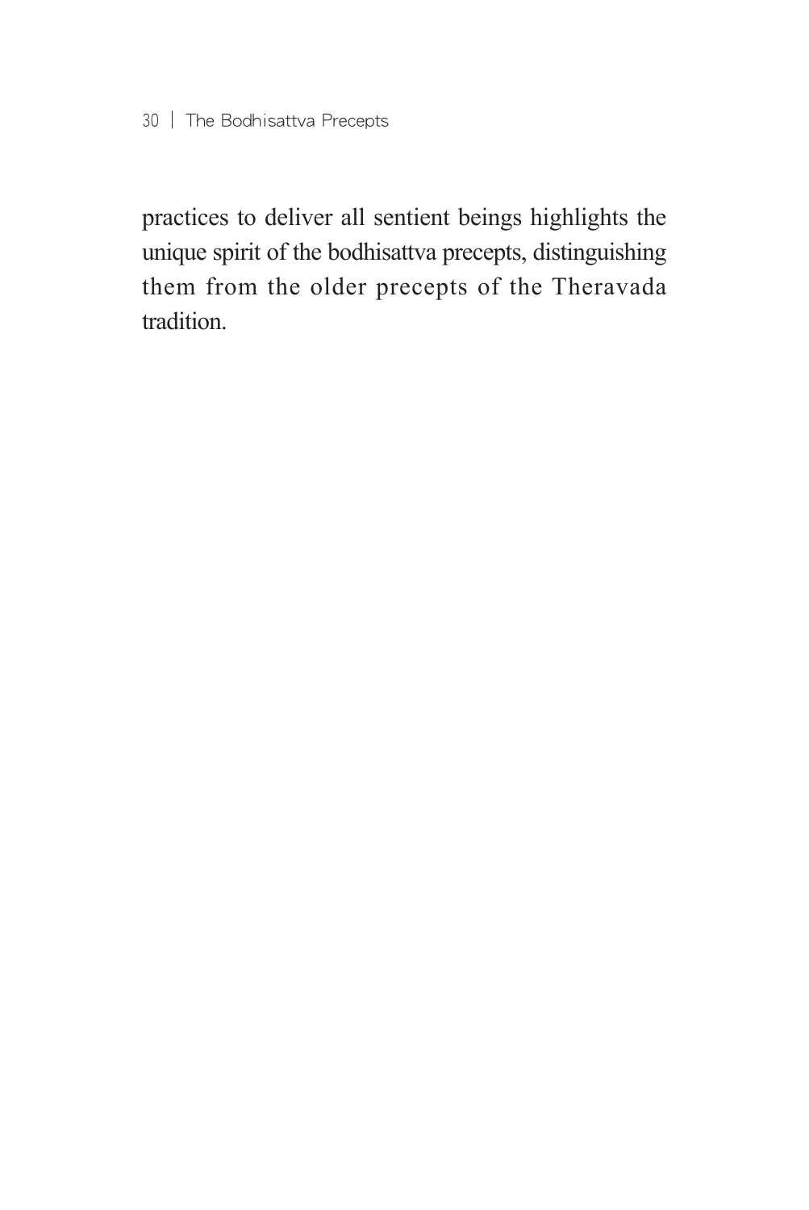practices to deliver all sentient beings highlights the unique spirit of the bodhisattva precepts, distinguishing them from the older precepts of the Theravada tradition.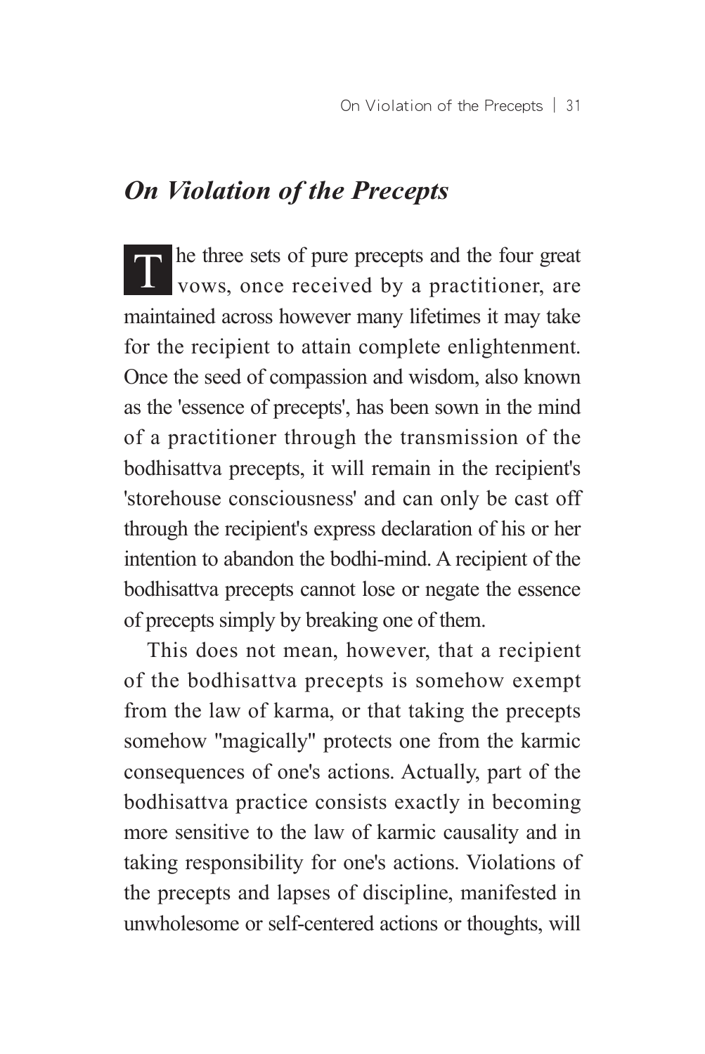## *On Violation of the Precepts*

The three sets of pure precepts and the four great vows, once received by a practitioner, are maintained across however many lifetimes it may take for the recipient to attain complete enlightenment. Once the seed of compassion and wisdom, also known as the 'essence of precepts', has been sown in the mind of a practitioner through the transmission of the bodhisattva precepts, it will remain in the recipient's 'storehouse consciousness' and can only be cast off through the recipient's express declaration of his or her intention to abandon the bodhi-mind. A recipient of the bodhisattva precepts cannot lose or negate the essence of precepts simply by breaking one of them.

This does not mean, however, that a recipient of the bodhisattva precepts is somehow exempt from the law of karma, or that taking the precepts somehow "magically" protects one from the karmic consequences of one's actions. Actually, part of the bodhisattva practice consists exactly in becoming more sensitive to the law of karmic causality and in taking responsibility for one's actions. Violations of the precepts and lapses of discipline, manifested in unwholesome or self-centered actions or thoughts, will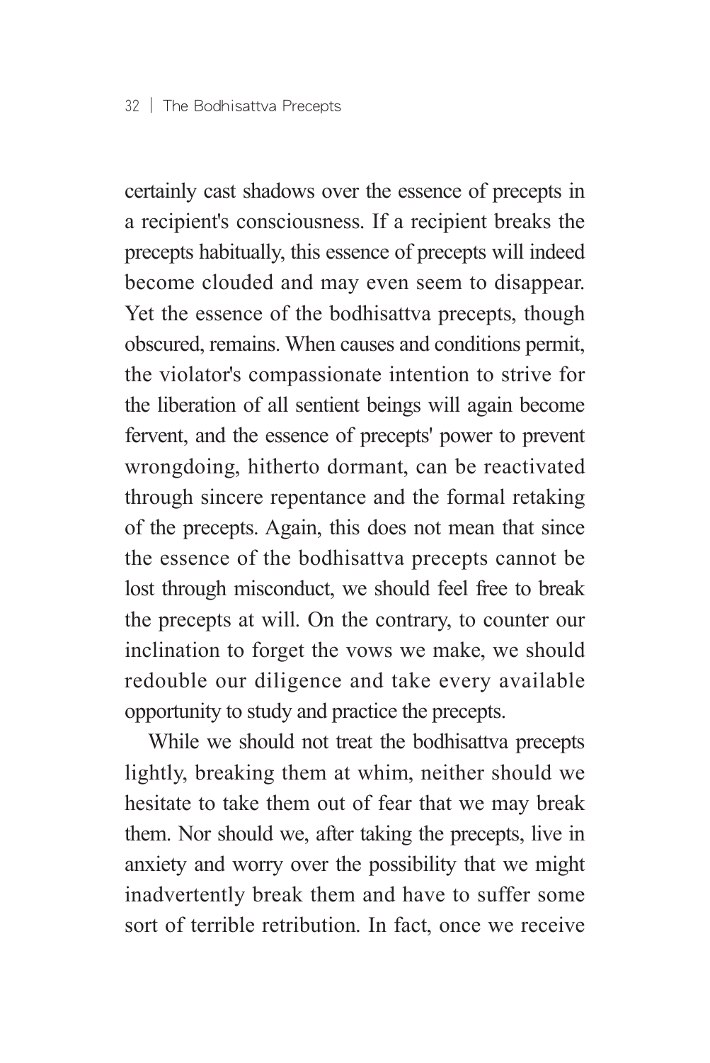certainly cast shadows over the essence of precepts in a recipient's consciousness. If a recipient breaks the precepts habitually, this essence of precepts will indeed become clouded and may even seem to disappear. Yet the essence of the bodhisattva precepts, though obscured, remains. When causes and conditions permit, the violator's compassionate intention to strive for the liberation of all sentient beings will again become fervent, and the essence of precepts' power to prevent wrongdoing, hitherto dormant, can be reactivated through sincere repentance and the formal retaking of the precepts. Again, this does not mean that since the essence of the bodhisattva precepts cannot be lost through misconduct, we should feel free to break the precepts at will. On the contrary, to counter our inclination to forget the vows we make, we should redouble our diligence and take every available opportunity to study and practice the precepts.

While we should not treat the bodhisattva precepts lightly, breaking them at whim, neither should we hesitate to take them out of fear that we may break them. Nor should we, after taking the precepts, live in anxiety and worry over the possibility that we might inadvertently break them and have to suffer some sort of terrible retribution. In fact, once we receive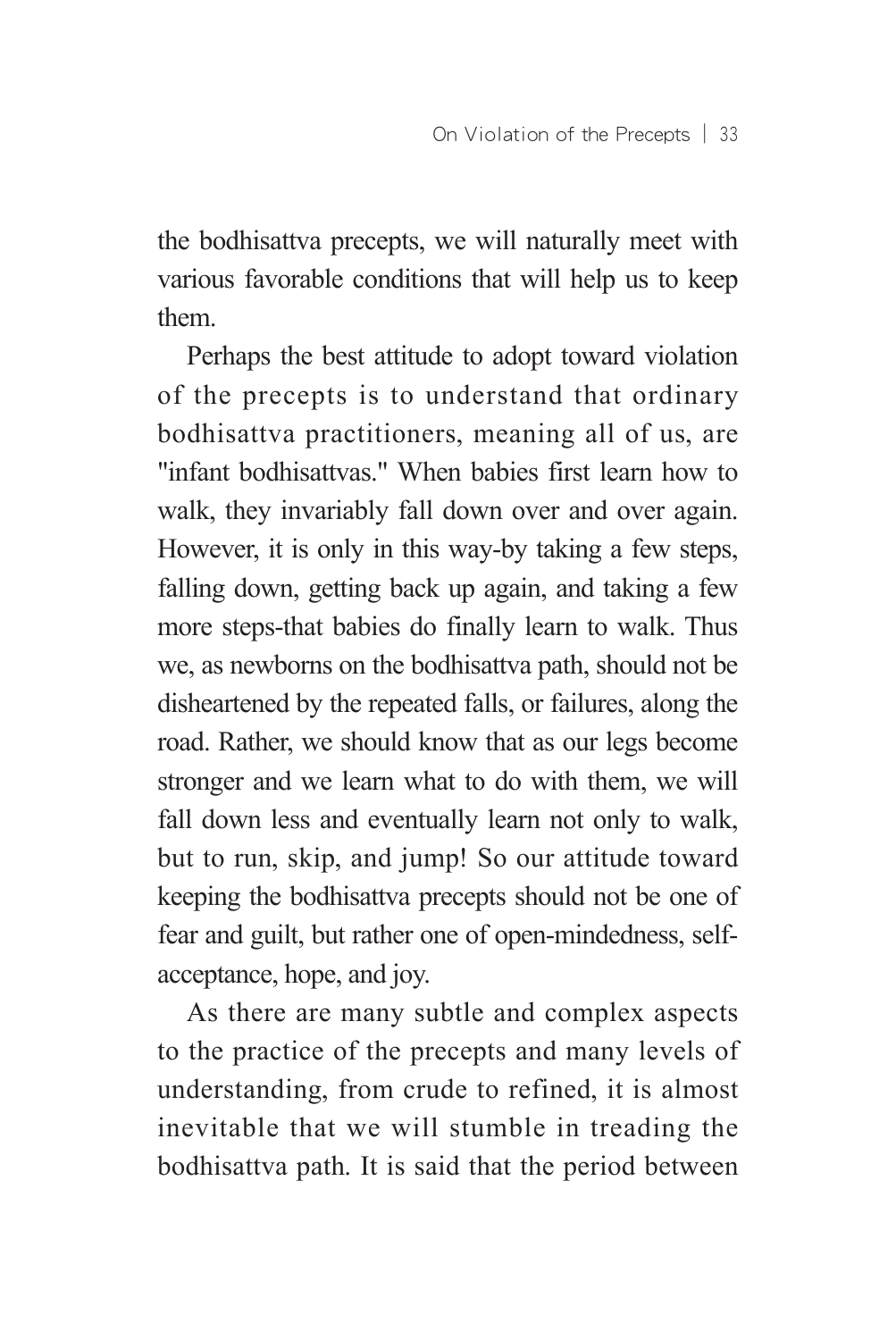the bodhisattva precepts, we will naturally meet with various favorable conditions that will help us to keep them.

Perhaps the best attitude to adopt toward violation of the precepts is to understand that ordinary bodhisattva practitioners, meaning all of us, are "infant bodhisattvas." When babies first learn how to walk, they invariably fall down over and over again. However, it is only in this way-by taking a few steps, falling down, getting back up again, and taking a few more steps-that babies do finally learn to walk. Thus we, as newborns on the bodhisattva path, should not be disheartened by the repeated falls, or failures, along the road. Rather, we should know that as our legs become stronger and we learn what to do with them, we will fall down less and eventually learn not only to walk, but to run, skip, and jump! So our attitude toward keeping the bodhisattva precepts should not be one of fear and guilt, but rather one of open-mindedness, self-acceptance, hope, and joy.

As there are many subtle and complex aspects to the practice of the precepts and many levels of understanding, from crude to refined, it is almost inevitable that we will stumble in treading the bodhisattva path. It is said that the period between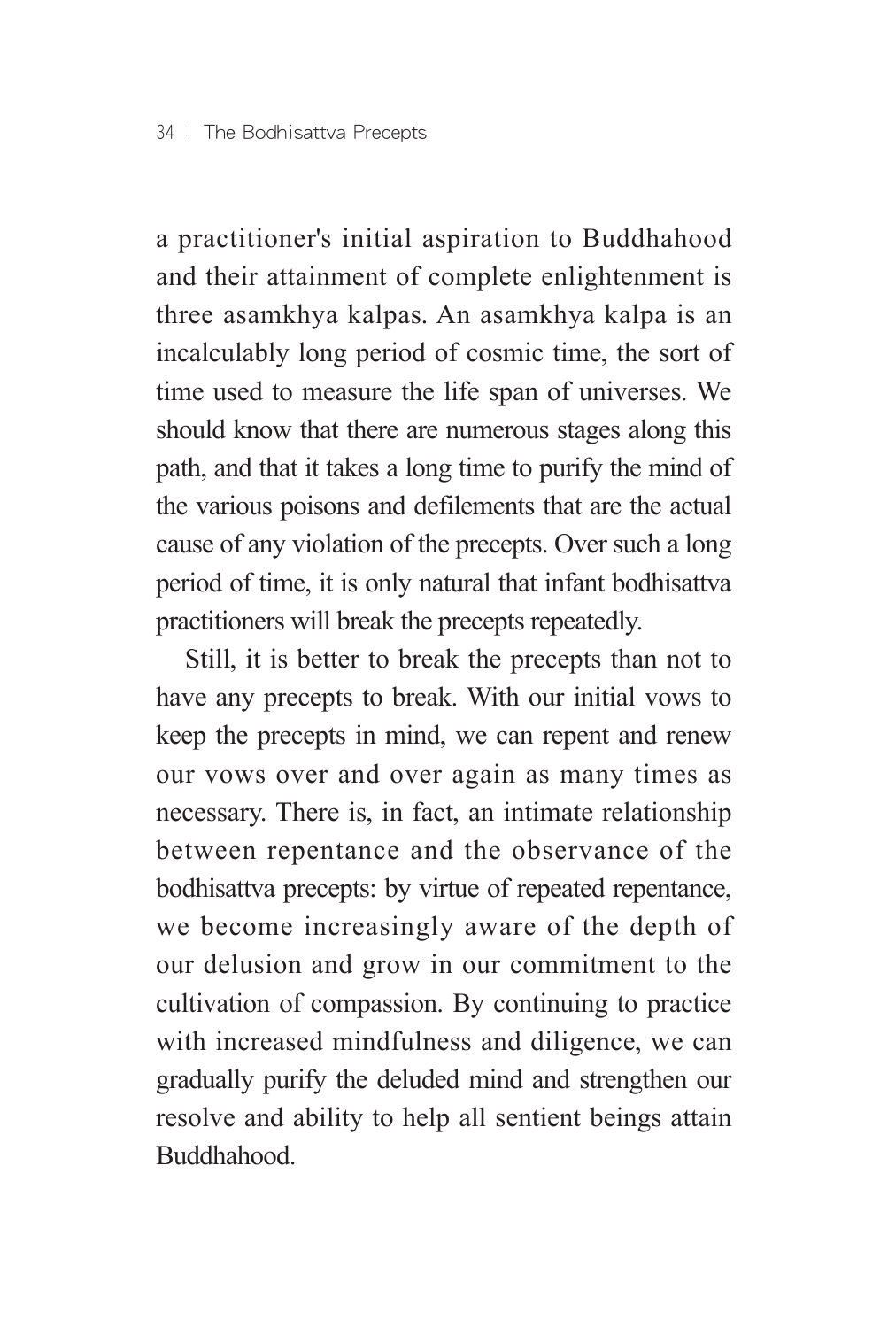a practitioner's initial aspiration to Buddhahood and their attainment of complete enlightenment is three asamkhya kalpas. An asamkhya kalpa is an incalculably long period of cosmic time, the sort of time used to measure the life span of universes. We should know that there are numerous stages along this path, and that it takes a long time to purify the mind of the various poisons and defilements that are the actual cause of any violation of the precepts. Over such a long period of time, it is only natural that infant bodhisattva practitioners will break the precepts repeatedly.

Still, it is better to break the precepts than not to have any precepts to break. With our initial vows to keep the precepts in mind, we can repent and renew our vows over and over again as many times as necessary. There is, in fact, an intimate relationship between repentance and the observance of the bodhisattva precepts: by virtue of repeated repentance, we become increasingly aware of the depth of our delusion and grow in our commitment to the cultivation of compassion. By continuing to practice with increased mindfulness and diligence, we can gradually purify the deluded mind and strengthen our resolve and ability to help all sentient beings attain Buddhahood.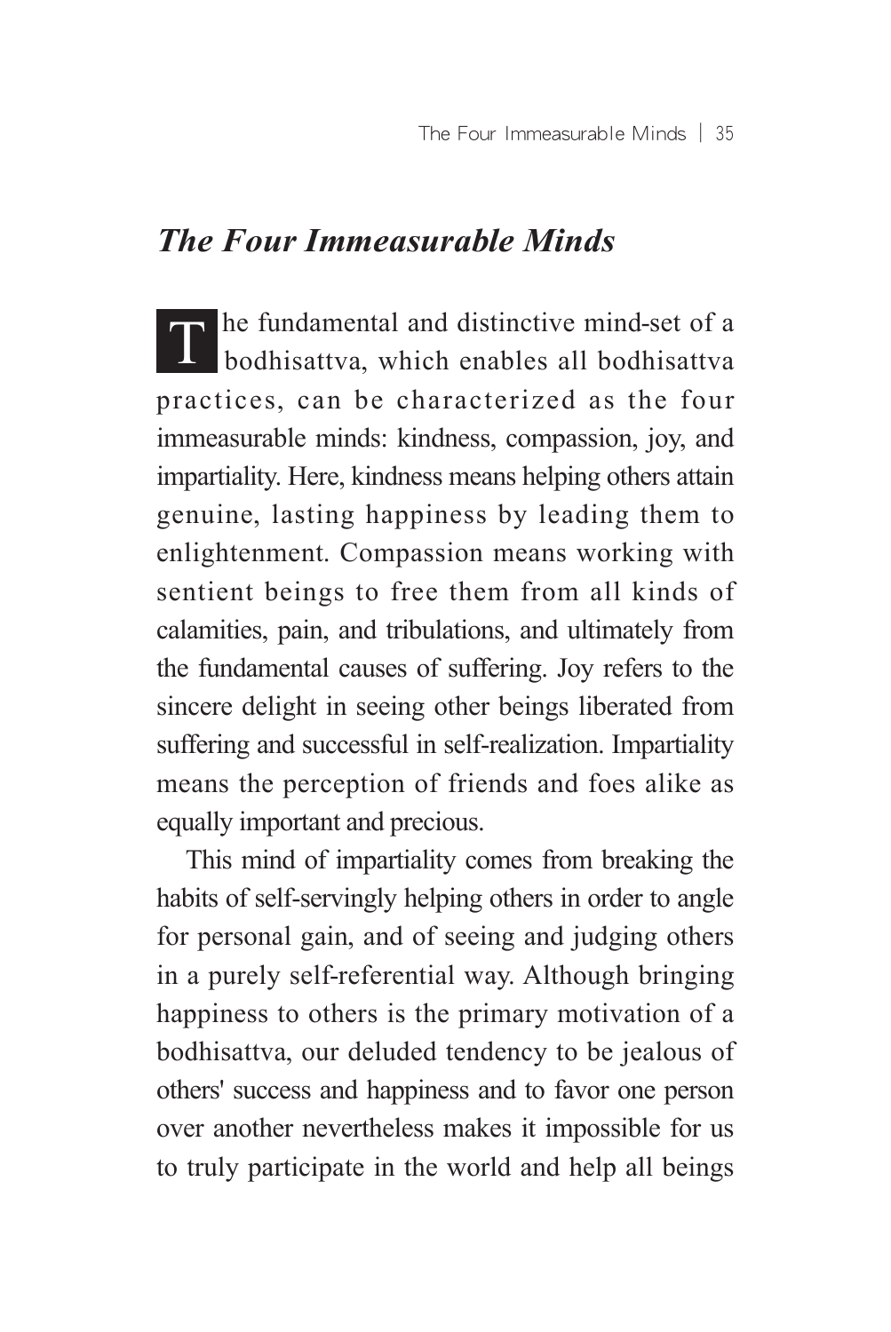## *The Four Immeasurable Minds*

The fundamental and distinctive mind-set of a bodhisattva, which enables all bodhisattva practices, can be characterized as the four immeasurable minds: kindness, compassion, joy, and impartiality. Here, kindness means helping others attain genuine, lasting happiness by leading them to enlightenment. Compassion means working with sentient beings to free them from all kinds of calamities, pain, and tribulations, and ultimately from the fundamental causes of suffering. Joy refers to the sincere delight in seeing other beings liberated from suffering and successful in self-realization. Impartiality means the perception of friends and foes alike as equally important and precious.

This mind of impartiality comes from breaking the habits of self-servingly helping others in order to angle for personal gain, and of seeing and judging others in a purely self-referential way. Although bringing happiness to others is the primary motivation of a bodhisattva, our deluded tendency to be jealous of others' success and happiness and to favor one person over another nevertheless makes it impossible for us to truly participate in the world and help all beings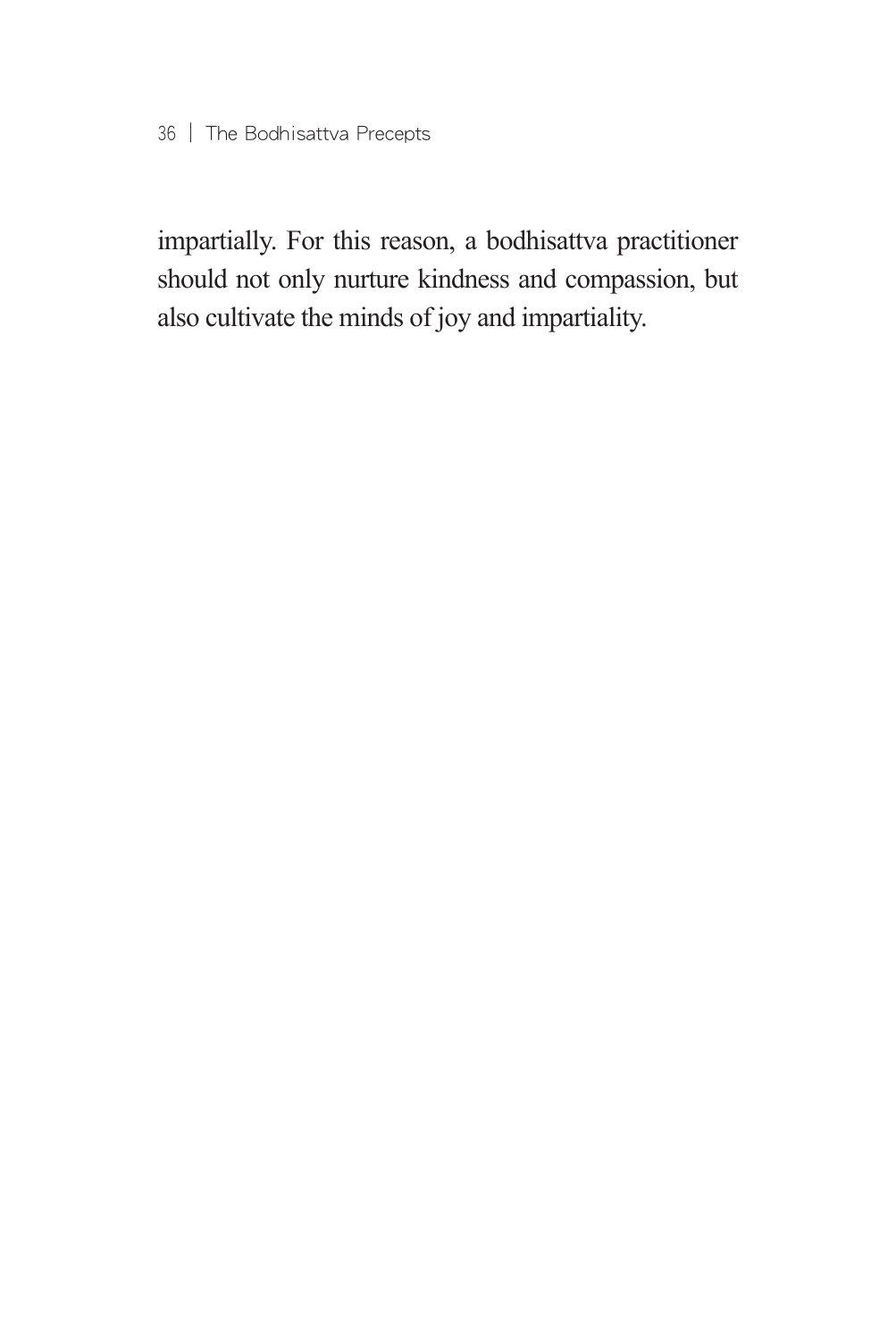impartially. For this reason, a bodhisattva practitioner should not only nurture kindness and compassion, but also cultivate the minds of joy and impartiality.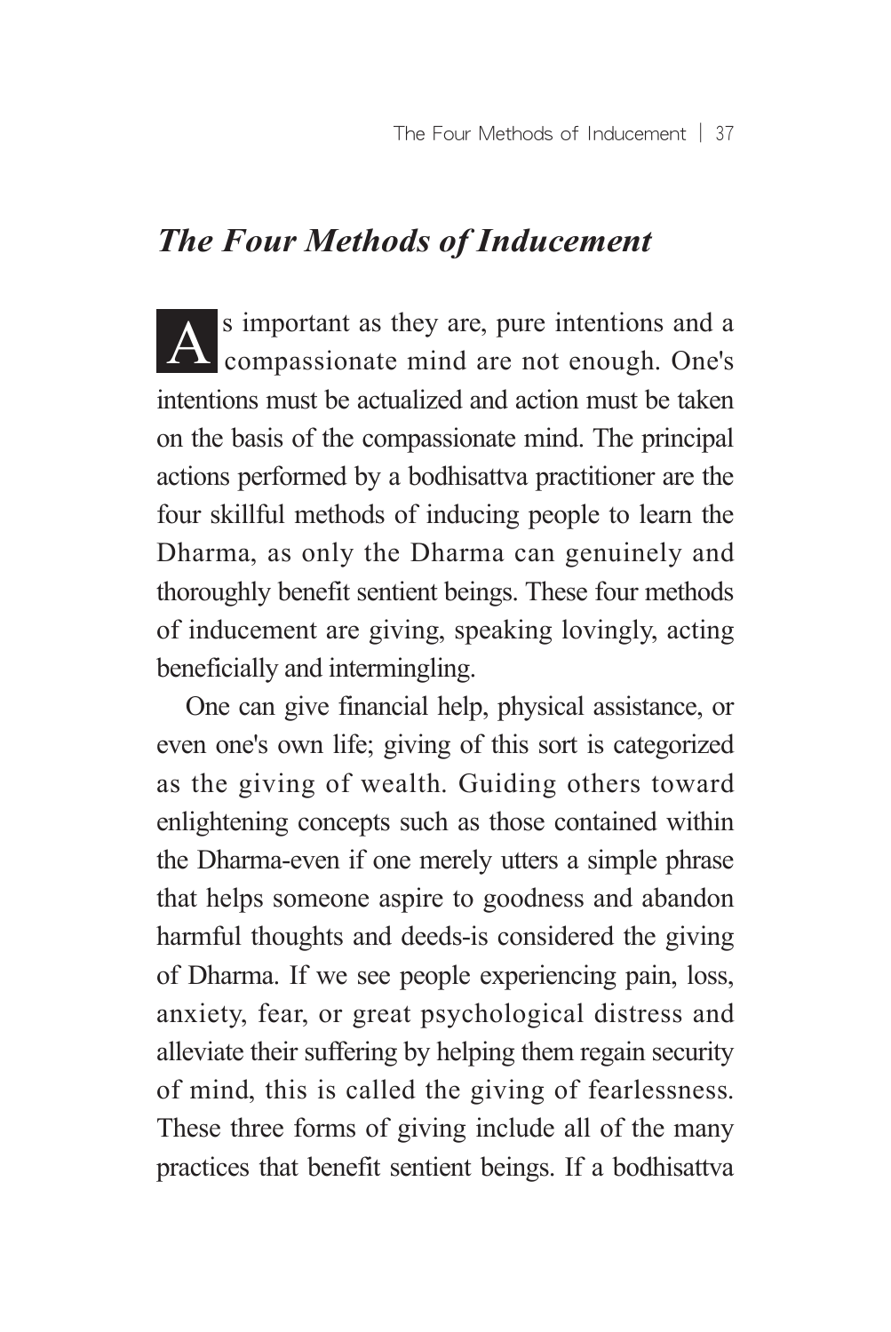## *The Four Methods of Inducement*

As important as they are, pure intentions and a compassionate mind are not enough. One's intentions must be actualized and action must be taken on the basis of the compassionate mind. The principal actions performed by a bodhisattva practitioner are the four skillful methods of inducing people to learn the Dharma, as only the Dharma can genuinely and thoroughly benefit sentient beings. These four methods of inducement are giving, speaking lovingly, acting beneficially and intermingling.

One can give financial help, physical assistance, or even one's own life; giving of this sort is categorized as the giving of wealth. Guiding others toward enlightening concepts such as those contained within the Dharma-even if one merely utters a simple phrase that helps someone aspire to goodness and abandon harmful thoughts and deeds-is considered the giving of Dharma. If we see people experiencing pain, loss, anxiety, fear, or great psychological distress and alleviate their suffering by helping them regain security of mind, this is called the giving of fearlessness. These three forms of giving include all of the many practices that benefit sentient beings. If a bodhisattva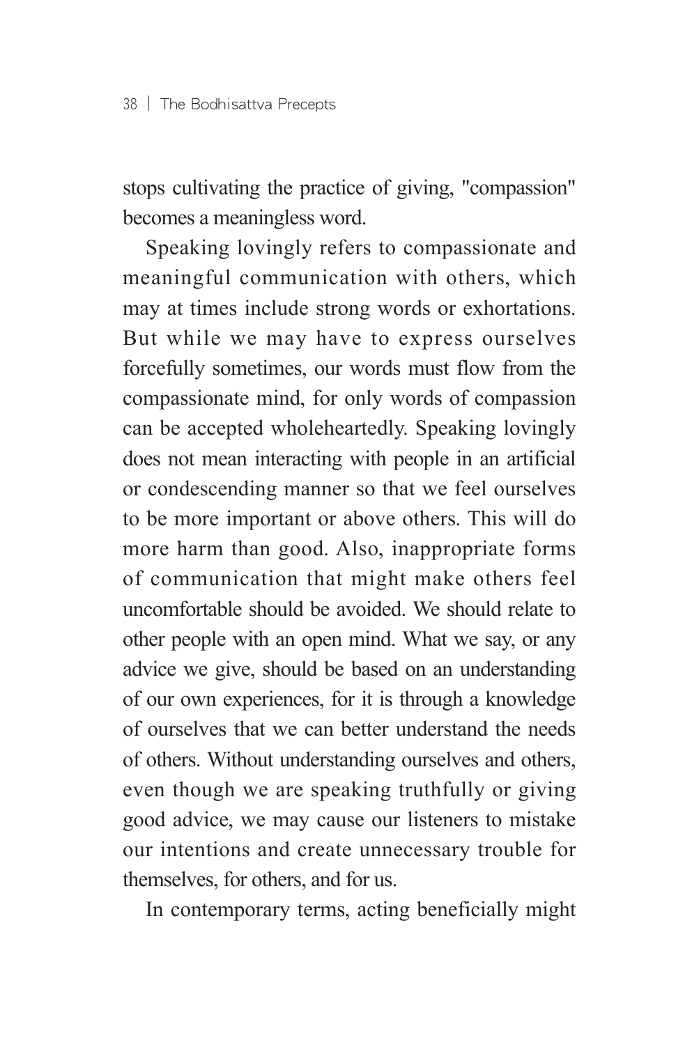stops cultivating the practice of giving, "compassion" becomes a meaningless word.

Speaking lovingly refers to compassionate and meaningful communication with others, which may at times include strong words or exhortations. But while we may have to express ourselves forcefully sometimes, our words must flow from the compassionate mind, for only words of compassion can be accepted wholeheartedly. Speaking lovingly does not mean interacting with people in an artificial or condescending manner so that we feel ourselves to be more important or above others. This will do more harm than good. Also, inappropriate forms of communication that might make others feel uncomfortable should be avoided. We should relate to other people with an open mind. What we say, or any advice we give, should be based on an understanding of our own experiences, for it is through a knowledge of ourselves that we can better understand the needs of others. Without understanding ourselves and others, even though we are speaking truthfully or giving good advice, we may cause our listeners to mistake our intentions and create unnecessary trouble for themselves, for others, and for us.

In contemporary terms, acting beneficially might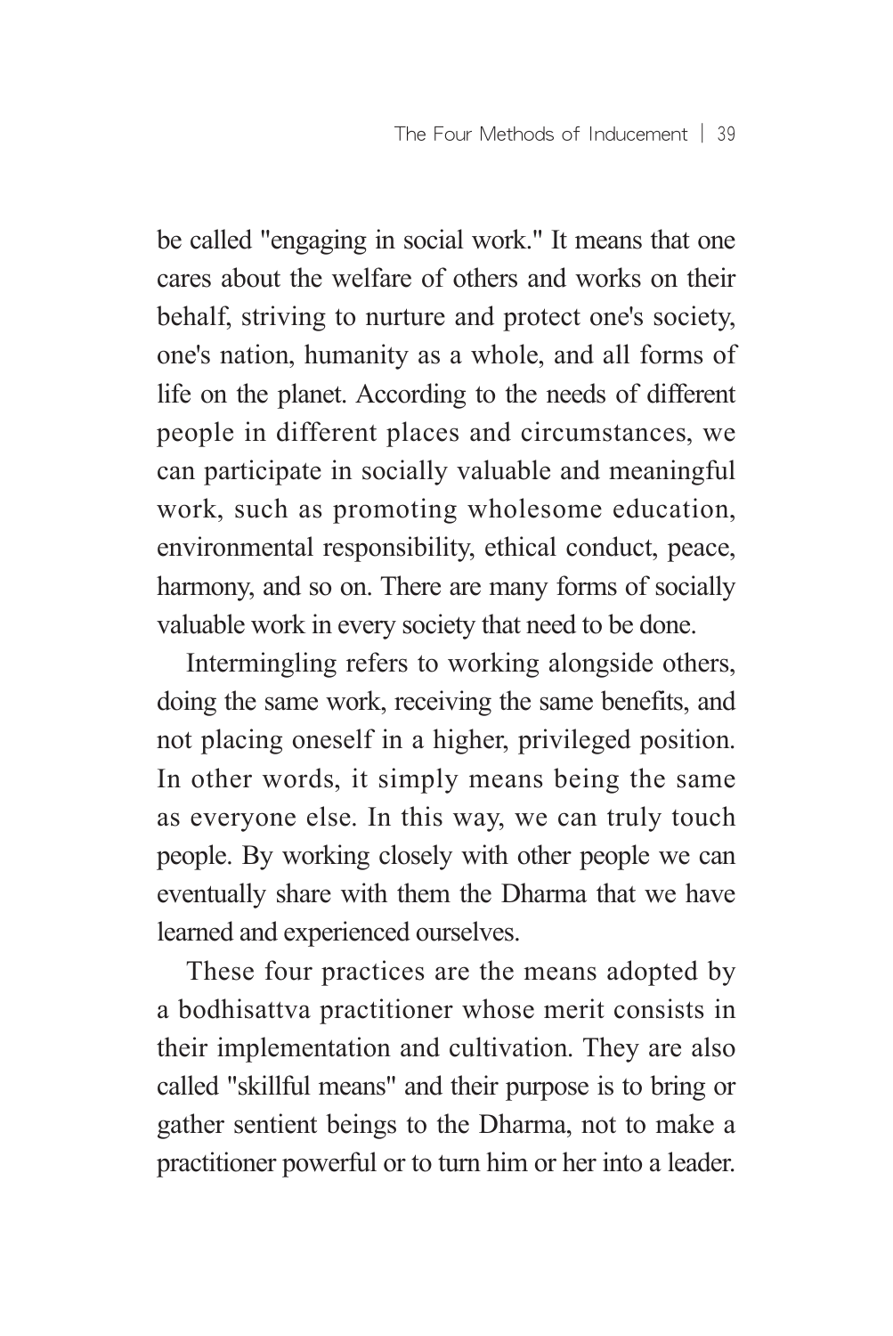be called "engaging in social work." It means that one cares about the welfare of others and works on their behalf, striving to nurture and protect one's society, one's nation, humanity as a whole, and all forms of life on the planet. According to the needs of different people in different places and circumstances, we can participate in socially valuable and meaningful work, such as promoting wholesome education, environmental responsibility, ethical conduct, peace, harmony, and so on. There are many forms of socially valuable work in every society that need to be done.

Intermingling refers to working alongside others, doing the same work, receiving the same benefits, and not placing oneself in a higher, privileged position. In other words, it simply means being the same as everyone else. In this way, we can truly touch people. By working closely with other people we can eventually share with them the Dharma that we have learned and experienced ourselves.

These four practices are the means adopted by a bodhisattva practitioner whose merit consists in their implementation and cultivation. They are also called "skillful means" and their purpose is to bring or gather sentient beings to the Dharma, not to make a practitioner powerful or to turn him or her into a leader.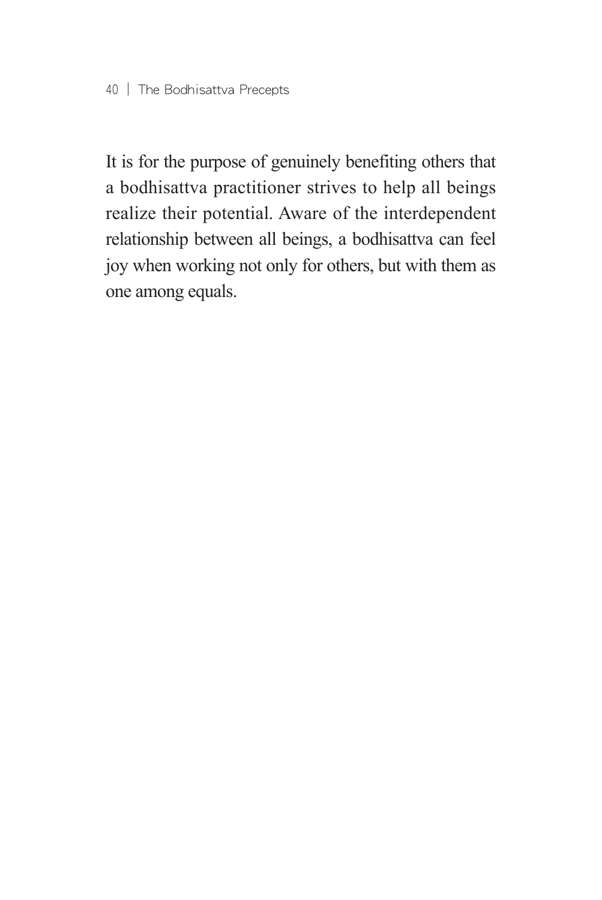It is for the purpose of genuinely benefiting others that a bodhisattva practitioner strives to help all beings realize their potential. Aware of the interdependent relationship between all beings, a bodhisattva can feel joy when working not only for others, but with them as one among equals.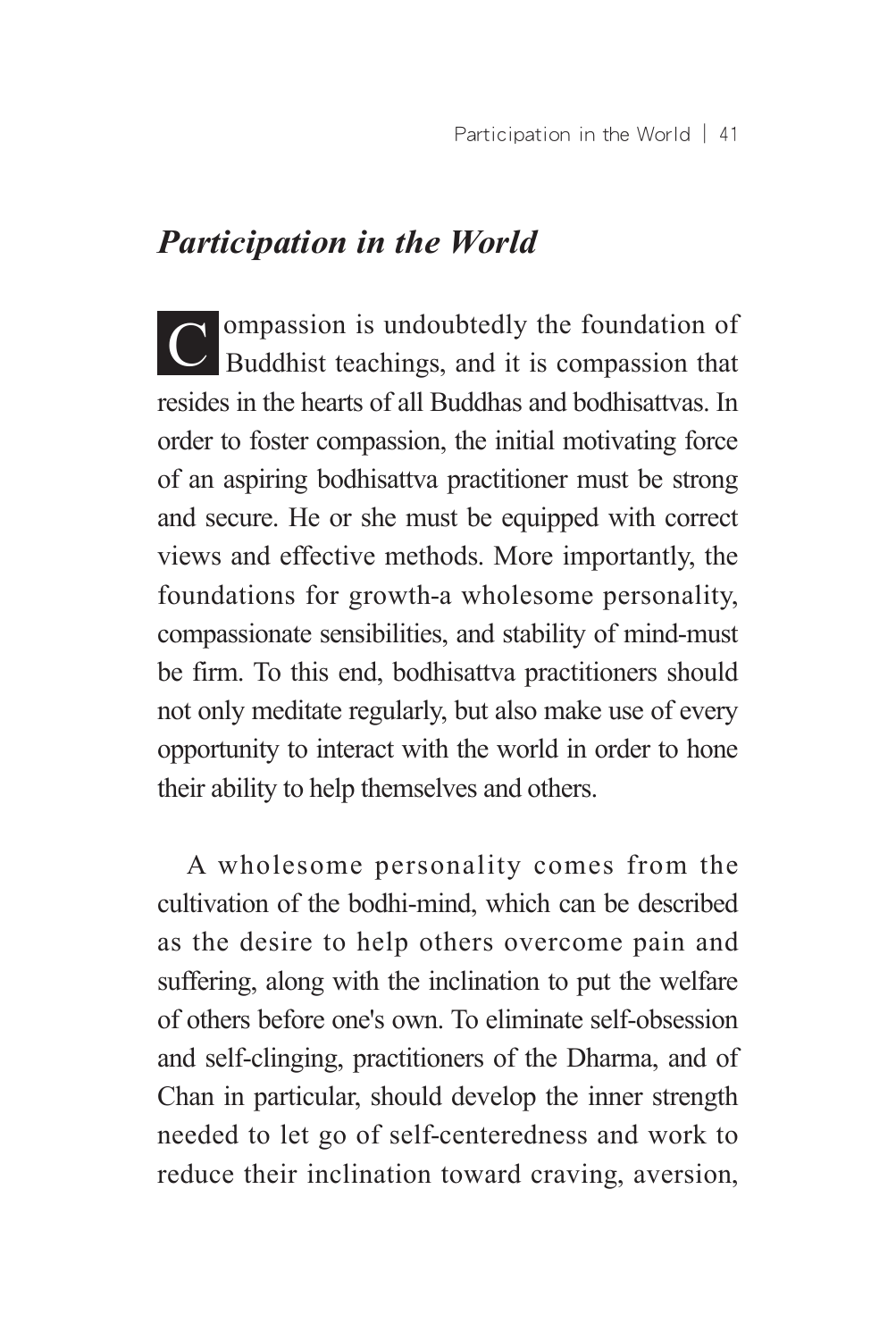## *Participation in the World*

Compassion is undoubtedly the foundation of Buddhist teachings, and it is compassion that resides in the hearts of all Buddhas and bodhisattvas. In order to foster compassion, the initial motivating force of an aspiring bodhisattva practitioner must be strong and secure. He or she must be equipped with correct views and effective methods. More importantly, the foundations for growth-a wholesome personality, compassionate sensibilities, and stability of mind-must be firm. To this end, bodhisattva practitioners should not only meditate regularly, but also make use of every opportunity to interact with the world in order to hone their ability to help themselves and others.

A wholesome personality comes from the cultivation of the bodhi-mind, which can be described as the desire to help others overcome pain and suffering, along with the inclination to put the welfare of others before one's own. To eliminate self-obsession and self-clinging, practitioners of the Dharma, and of Chan in particular, should develop the inner strength needed to let go of self-centeredness and work to reduce their inclination toward craving, aversion,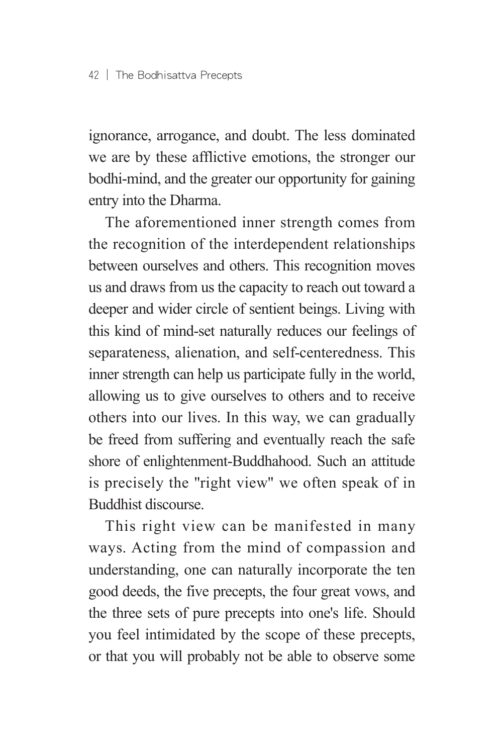ignorance, arrogance, and doubt. The less dominated we are by these afflictive emotions, the stronger our bodhi-mind, and the greater our opportunity for gaining entry into the Dharma.

The aforementioned inner strength comes from the recognition of the interdependent relationships between ourselves and others. This recognition moves us and draws from us the capacity to reach out toward a deeper and wider circle of sentient beings. Living with this kind of mind-set naturally reduces our feelings of separateness, alienation, and self-centeredness. This inner strength can help us participate fully in the world, allowing us to give ourselves to others and to receive others into our lives. In this way, we can gradually be freed from suffering and eventually reach the safe shore of enlightenment-Buddhahood. Such an attitude is precisely the "right view" we often speak of in Buddhist discourse.

This right view can be manifested in many ways. Acting from the mind of compassion and understanding, one can naturally incorporate the ten good deeds, the five precepts, the four great vows, and the three sets of pure precepts into one's life. Should you feel intimidated by the scope of these precepts, or that you will probably not be able to observe some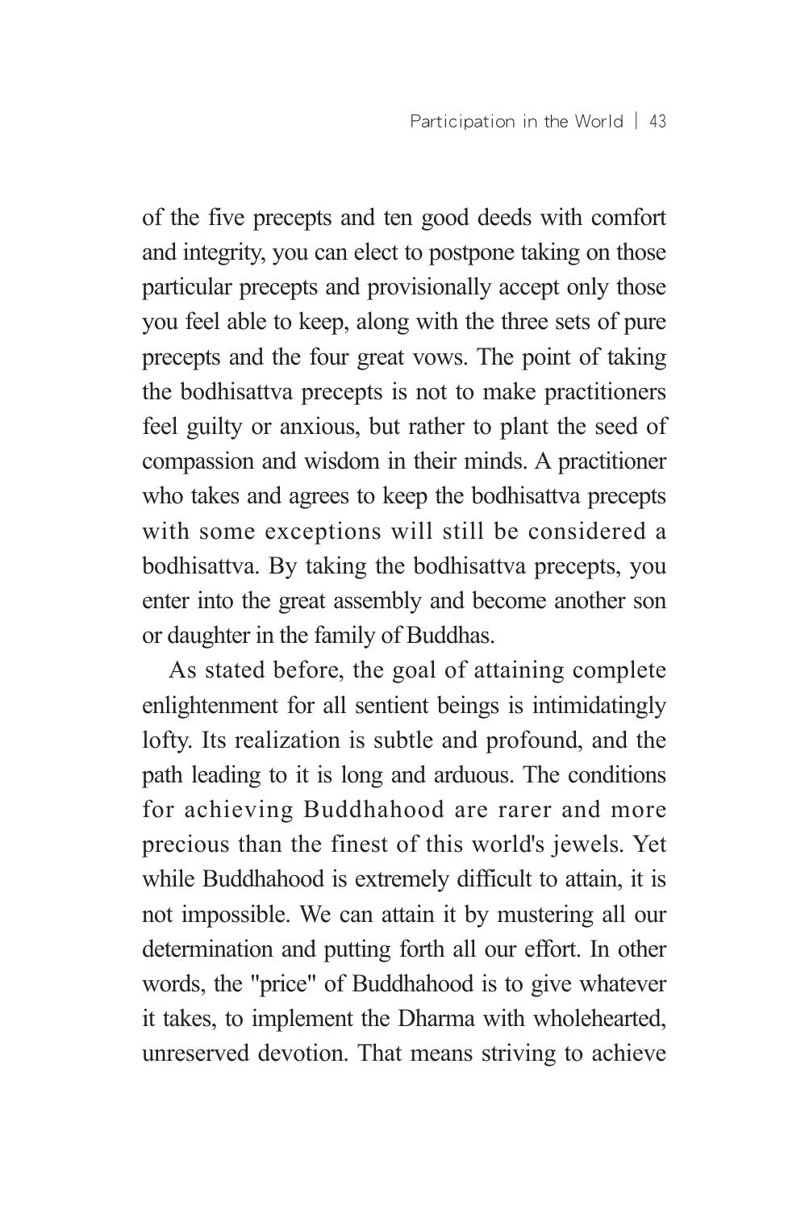of the five precepts and ten good deeds with comfort and integrity, you can elect to postpone taking on those particular precepts and provisionally accept only those you feel able to keep, along with the three sets of pure precepts and the four great vows. The point of taking the bodhisattva precepts is not to make practitioners feel guilty or anxious, but rather to plant the seed of compassion and wisdom in their minds. A practitioner who takes and agrees to keep the bodhisattva precepts with some exceptions will still be considered a bodhisattva. By taking the bodhisattva precepts, you enter into the great assembly and become another son or daughter in the family of Buddhas.

As stated before, the goal of attaining complete enlightenment for all sentient beings is intimidatingly lofty. Its realization is subtle and profound, and the path leading to it is long and arduous. The conditions for achieving Buddhahood are rarer and more precious than the finest of this world's jewels. Yet while Buddhahood is extremely difficult to attain, it is not impossible. We can attain it by mustering all our determination and putting forth all our effort. In other words, the "price" of Buddhahood is to give whatever it takes, to implement the Dharma with wholehearted, unreserved devotion. That means striving to achieve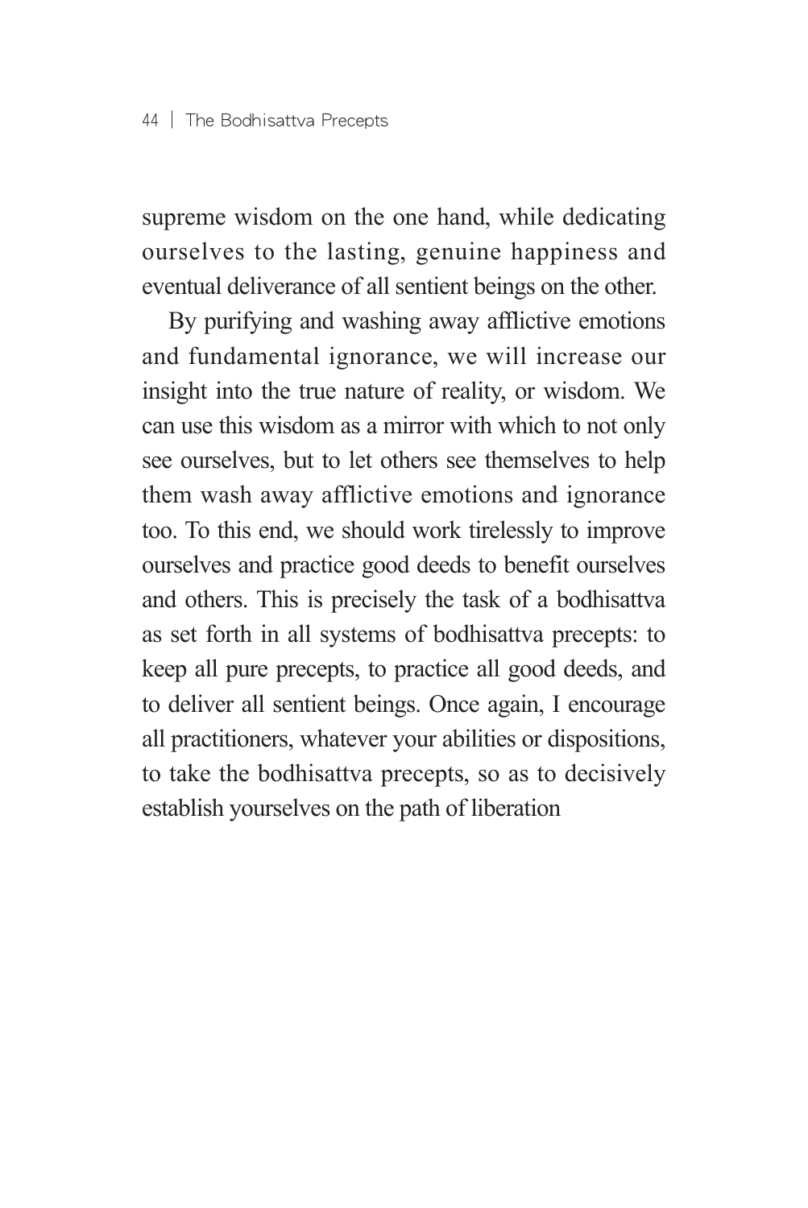supreme wisdom on the one hand, while dedicating ourselves to the lasting, genuine happiness and eventual deliverance of all sentient beings on the other.

By purifying and washing away afflictive emotions and fundamental ignorance, we will increase our insight into the true nature of reality, or wisdom. We can use this wisdom as a mirror with which to not only see ourselves, but to let others see themselves to help them wash away afflictive emotions and ignorance too. To this end, we should work tirelessly to improve ourselves and practice good deeds to benefit ourselves and others. This is precisely the task of a bodhisattva as set forth in all systems of bodhisattva precepts: to keep all pure precepts, to practice all good deeds, and to deliver all sentient beings. Once again, I encourage all practitioners, whatever your abilities or dispositions, to take the bodhisattva precepts, so as to decisively establish yourselves on the path of liberation